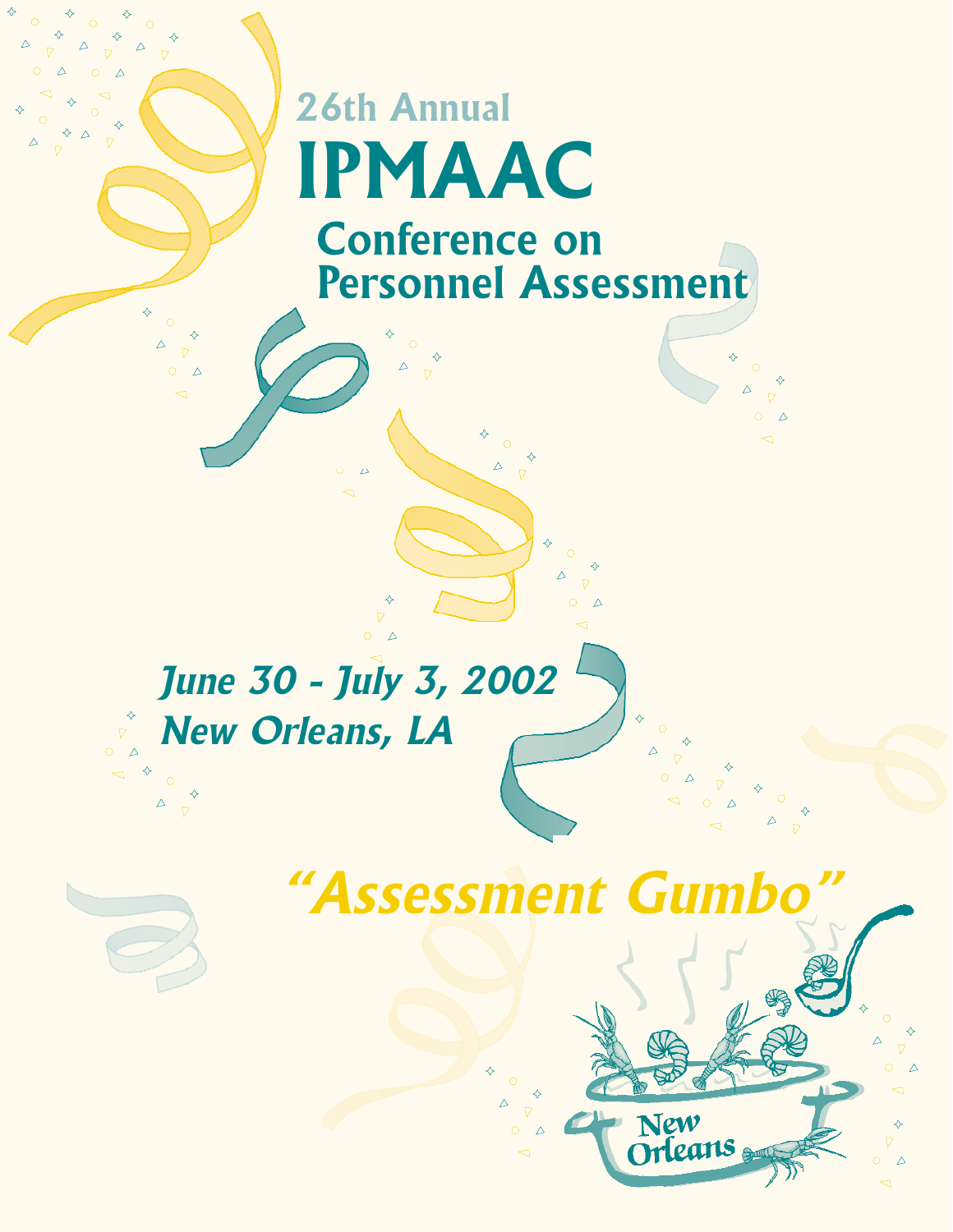26th Annual

# IPMAAC

## Conference on Personnel Assessment

*June 30 - July 3, 2002*

*New Orleans, LA*

## *"Assessment Gumbo"*

New Orleans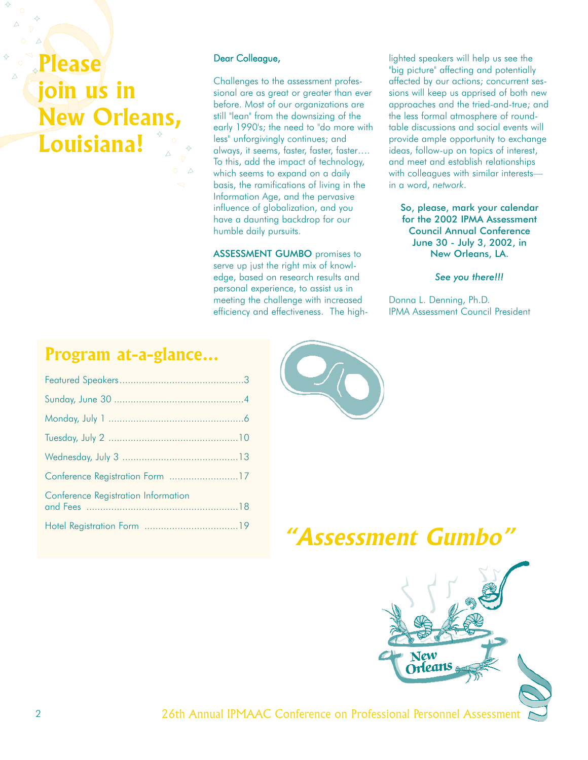# Please join us in New Orleans, Louisiana!

Dear Colleague,

Challenges to the assessment professional are as great or greater than ever before. Most of our organizations are still "lean" from the downsizing of the early 1990's; the need to "do more with less" unforgivingly continues; and always, it seems, faster, faster, faster…. To this, add the impact of technology, which seems to expand on a daily basis, the ramifications of living in the Information Age, and the pervasive influence of globalization, and you have a daunting backdrop for our humble daily pursuits.

**ASSESSMENT GUMBO** promises to serve up just the right mix of knowledge, based on research results and personal experience, to assist us in meeting the challenge with increased efficiency and effectiveness. The highlighted speakers will help us see the "big picture" affecting and potentially affected by our actions; concurrent sessions will keep us apprised of both new approaches and the tried-and-true; and the less formal atmosphere of round-table discussions and social events will provide ample opportunity to exchange ideas, follow-up on topics of interest, and meet and establish relationships with colleagues with similar interests—in a word, *network*.

So, please, mark your calendar for the 2002 IPMA Assessment Council Annual Conference June 30 - July 3, 2002, in New Orleans, LA.

*See you there!!!*

Donna L. Denning, Ph.D.
IPMA Assessment Council President

## Program at-a-glance...

| | |
|---|---|
| Featured Speakers | 3 |
| Sunday, June 30 | 4 |
| Monday, July 1 | 6 |
| Tuesday, July 2 | 10 |
| Wednesday, July 3 | 13 |
| Conference Registration Form | 17 |
| Conference Registration Information and Fees | 18 |
| Hotel Registration Form | 19 |

# *"Assessment Gumbo"*

New Orleans

26th Annual IPMAAC Conference on Professional Personnel Assessment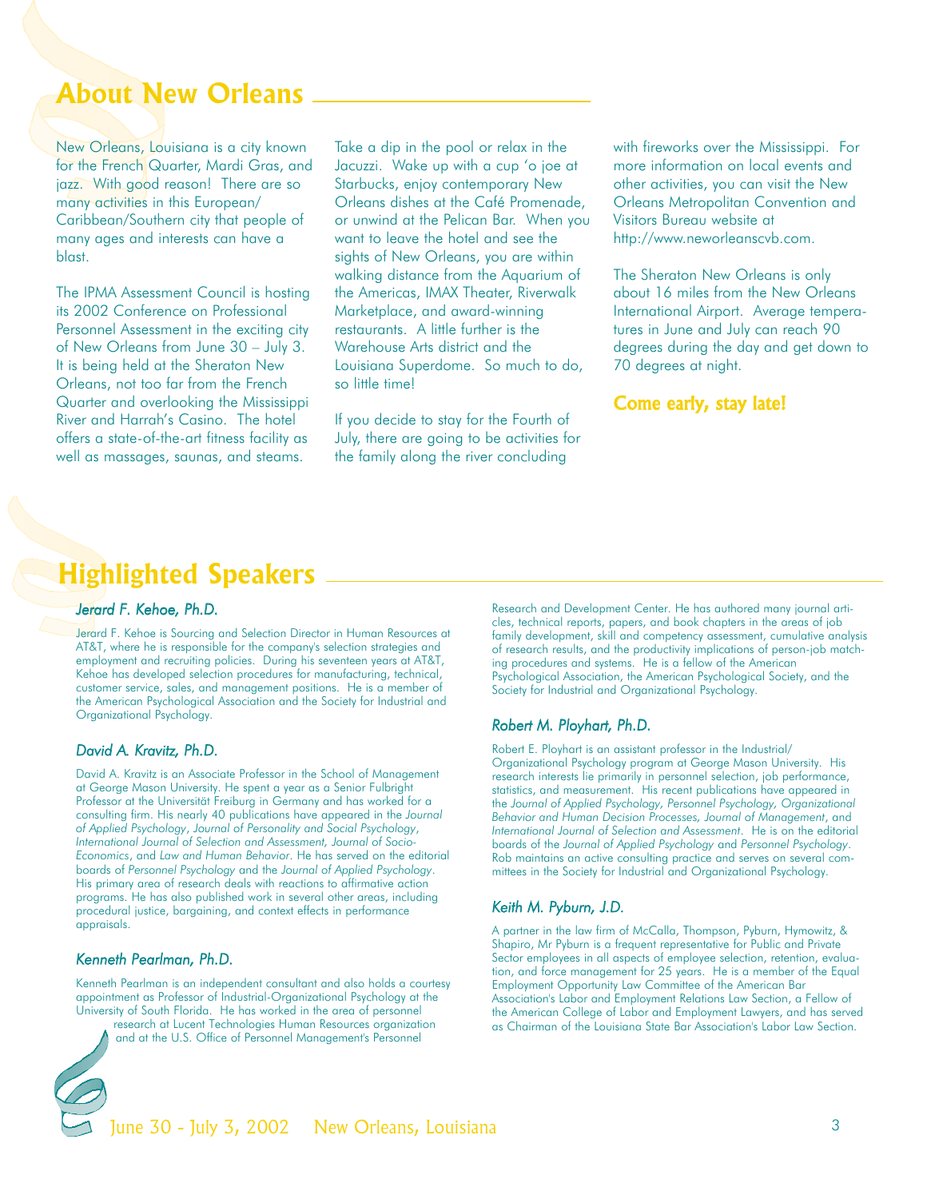## About New Orleans

New Orleans, Louisiana is a city known for the French Quarter, Mardi Gras, and jazz. With good reason! There are so many activities in this European/Caribbean/Southern city that people of many ages and interests can have a blast.

The IPMA Assessment Council is hosting its 2002 Conference on Professional Personnel Assessment in the exciting city of New Orleans from June 30 – July 3. It is being held at the Sheraton New Orleans, not too far from the French Quarter and overlooking the Mississippi River and Harrah's Casino. The hotel offers a state-of-the-art fitness facility as well as massages, saunas, and steams.

Take a dip in the pool or relax in the Jacuzzi. Wake up with a cup 'o joe at Starbucks, enjoy contemporary New Orleans dishes at the Café Promenade, or unwind at the Pelican Bar. When you want to leave the hotel and see the sights of New Orleans, you are within walking distance from the Aquarium of the Americas, IMAX Theater, Riverwalk Marketplace, and award-winning restaurants. A little further is the Warehouse Arts district and the Louisiana Superdome. So much to do, so little time!

If you decide to stay for the Fourth of July, there are going to be activities for the family along the river concluding with fireworks over the Mississippi. For more information on local events and other activities, you can visit the New Orleans Metropolitan Convention and Visitors Bureau website at http://www.neworleanscvb.com.

The Sheraton New Orleans is only about 16 miles from the New Orleans International Airport. Average temperatures in June and July can reach 90 degrees during the day and get down to 70 degrees at night.

**Come early, stay late!**

## Highlighted Speakers

### *Jerard F. Kehoe, Ph.D.*

Jerard F. Kehoe is Sourcing and Selection Director in Human Resources at AT&T, where he is responsible for the company's selection strategies and employment and recruiting policies. During his seventeen years at AT&T, Kehoe has developed selection procedures for manufacturing, technical, customer service, sales, and management positions. He is a member of the American Psychological Association and the Society for Industrial and Organizational Psychology.

### *David A. Kravitz, Ph.D.*

David A. Kravitz is an Associate Professor in the School of Management at George Mason University. He spent a year as a Senior Fulbright Professor at the Universität Freiburg in Germany and has worked for a consulting firm. His nearly 40 publications have appeared in the *Journal of Applied Psychology*, *Journal of Personality and Social Psychology*, *International Journal of Selection and Assessment, Journal of Socio-Economics*, and *Law and Human Behavior*. He has served on the editorial boards of *Personnel Psychology* and the *Journal of Applied Psychology*. His primary area of research deals with reactions to affirmative action programs. He has also published work in several other areas, including procedural justice, bargaining, and context effects in performance appraisals.

### *Kenneth Pearlman, Ph.D.*

Kenneth Pearlman is an independent consultant and also holds a courtesy appointment as Professor of Industrial-Organizational Psychology at the University of South Florida. He has worked in the area of personnel research at Lucent Technologies Human Resources organization and at the U.S. Office of Personnel Management's Personnel Research and Development Center. He has authored many journal articles, technical reports, papers, and book chapters in the areas of job family development, skill and competency assessment, cumulative analysis of research results, and the productivity implications of person-job matching procedures and systems. He is a fellow of the American Psychological Association, the American Psychological Society, and the Society for Industrial and Organizational Psychology.

### *Robert M. Ployhart, Ph.D.*

Robert E. Ployhart is an assistant professor in the Industrial/Organizational Psychology program at George Mason University. His research interests lie primarily in personnel selection, job performance, statistics, and measurement. His recent publications have appeared in the *Journal of Applied Psychology, Personnel Psychology, Organizational Behavior and Human Decision Processes, Journal of Management*, and *International Journal of Selection and Assessment*. He is on the editorial boards of the *Journal of Applied Psychology* and *Personnel Psychology*. Rob maintains an active consulting practice and serves on several committees in the Society for Industrial and Organizational Psychology.

### *Keith M. Pyburn, J.D.*

A partner in the law firm of McCalla, Thompson, Pyburn, Hymowitz, & Shapiro, Mr Pyburn is a frequent representative for Public and Private Sector employees in all aspects of employee selection, retention, evaluation, and force management for 25 years. He is a member of the Equal Employment Opportunity Law Committee of the American Bar Association's Labor and Employment Relations Law Section, a Fellow of the American College of Labor and Employment Lawyers, and has served as Chairman of the Louisiana State Bar Association's Labor Law Section.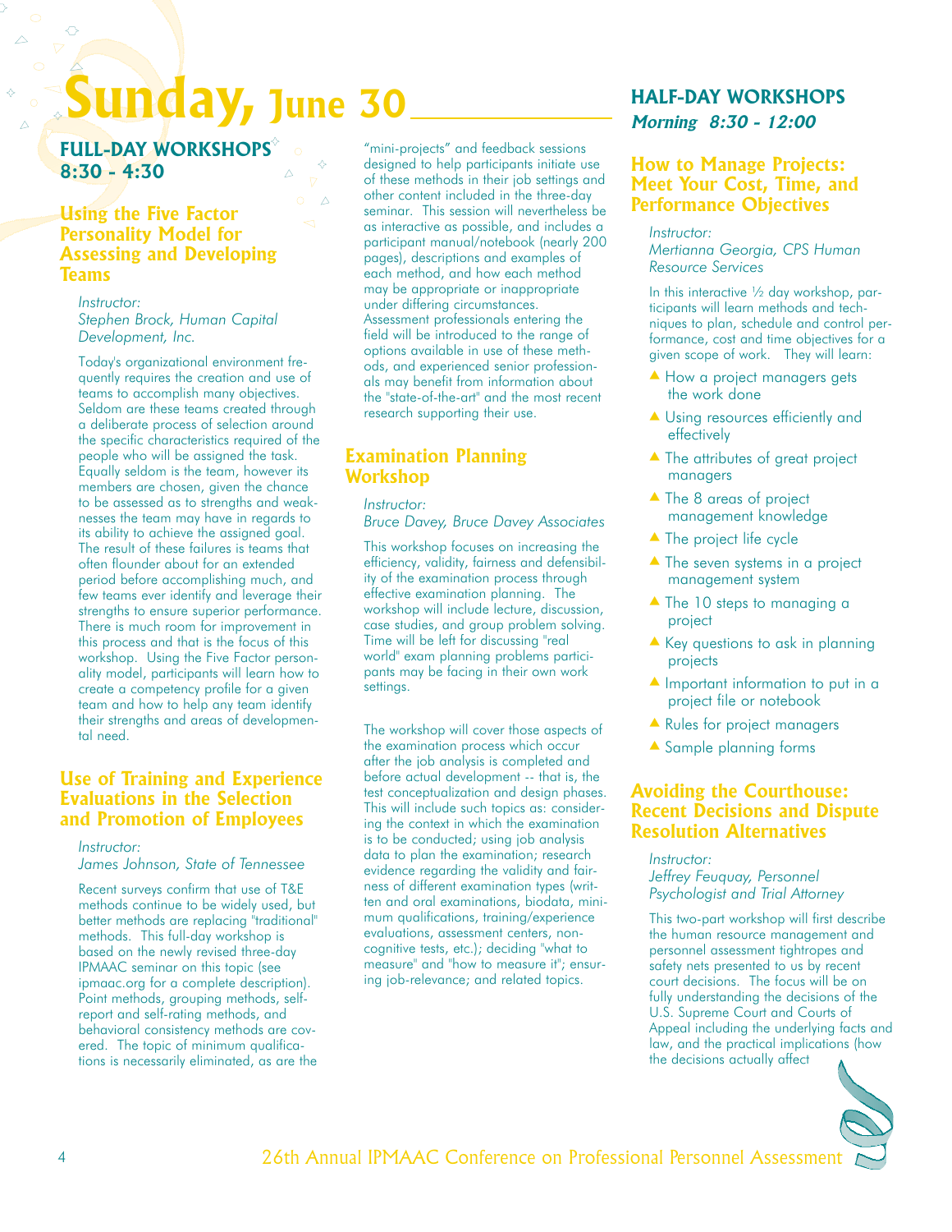# Sunday, June 30

## FULL-DAY WORKSHOPS 8:30 - 4:30

### Using the Five Factor Personality Model for Assessing and Developing Teams

*Instructor:*
*Stephen Brock, Human Capital Development, Inc.*

Today's organizational environment frequently requires the creation and use of teams to accomplish many objectives. Seldom are these teams created through a deliberate process of selection around the specific characteristics required of the people who will be assigned the task. Equally seldom is the team, however its members are chosen, given the chance to be assessed as to strengths and weaknesses the team may have in regards to its ability to achieve the assigned goal. The result of these failures is teams that often flounder about for an extended period before accomplishing much, and few teams ever identify and leverage their strengths to ensure superior performance. There is much room for improvement in this process and that is the focus of this workshop. Using the Five Factor personality model, participants will learn how to create a competency profile for a given team and how to help any team identify their strengths and areas of developmental need.

### Use of Training and Experience Evaluations in the Selection and Promotion of Employees

*Instructor:*
*James Johnson, State of Tennessee*

Recent surveys confirm that use of T&E methods continue to be widely used, but better methods are replacing "traditional" methods. This full-day workshop is based on the newly revised three-day IPMAAC seminar on this topic (see ipmaac.org for a complete description). Point methods, grouping methods, self-report and self-rating methods, and behavioral consistency methods are covered. The topic of minimum qualifications is necessarily eliminated, as are the "mini-projects" and feedback sessions designed to help participants initiate use of these methods in their job settings and other content included in the three-day seminar. This session will nevertheless be as interactive as possible, and includes a participant manual/notebook (nearly 200 pages), descriptions and examples of each method, and how each method may be appropriate or inappropriate under differing circumstances. Assessment professionals entering the field will be introduced to the range of options available in use of these methods, and experienced senior professionals may benefit from information about the "state-of-the-art" and the most recent research supporting their use.

### Examination Planning Workshop

*Instructor:*
*Bruce Davey, Bruce Davey Associates*

This workshop focuses on increasing the efficiency, validity, fairness and defensibility of the examination process through effective examination planning. The workshop will include lecture, discussion, case studies, and group problem solving. Time will be left for discussing "real world" exam planning problems participants may be facing in their own work settings.

The workshop will cover those aspects of the examination process which occur after the job analysis is completed and before actual development -- that is, the test conceptualization and design phases. This will include such topics as: considering the context in which the examination is to be conducted; using job analysis data to plan the examination; research evidence regarding the validity and fairness of different examination types (written and oral examinations, biodata, minimum qualifications, training/experience evaluations, assessment centers, noncognitive tests, etc.); deciding "what to measure" and "how to measure it"; ensuring job-relevance; and related topics.

## HALF-DAY WORKSHOPS

***Morning 8:30 - 12:00***

### How to Manage Projects: Meet Your Cost, Time, and Performance Objectives

*Instructor:*
*Mertianna Georgia, CPS Human Resource Services*

In this interactive ½ day workshop, participants will learn methods and techniques to plan, schedule and control performance, cost and time objectives for a given scope of work. They will learn:

- How a project managers gets the work done
- Using resources efficiently and effectively
- The attributes of great project managers
- The 8 areas of project management knowledge
- The project life cycle
- The seven systems in a project management system
- The 10 steps to managing a project
- Key questions to ask in planning projects
- Important information to put in a project file or notebook
- Rules for project managers
- Sample planning forms

### Avoiding the Courthouse: Recent Decisions and Dispute Resolution Alternatives

*Instructor:*
*Jeffrey Feuquay, Personnel Psychologist and Trial Attorney*

This two-part workshop will first describe the human resource management and personnel assessment tightropes and safety nets presented to us by recent court decisions. The focus will be on fully understanding the decisions of the U.S. Supreme Court and Courts of Appeal including the underlying facts and law, and the practical implications (how the decisions actually affect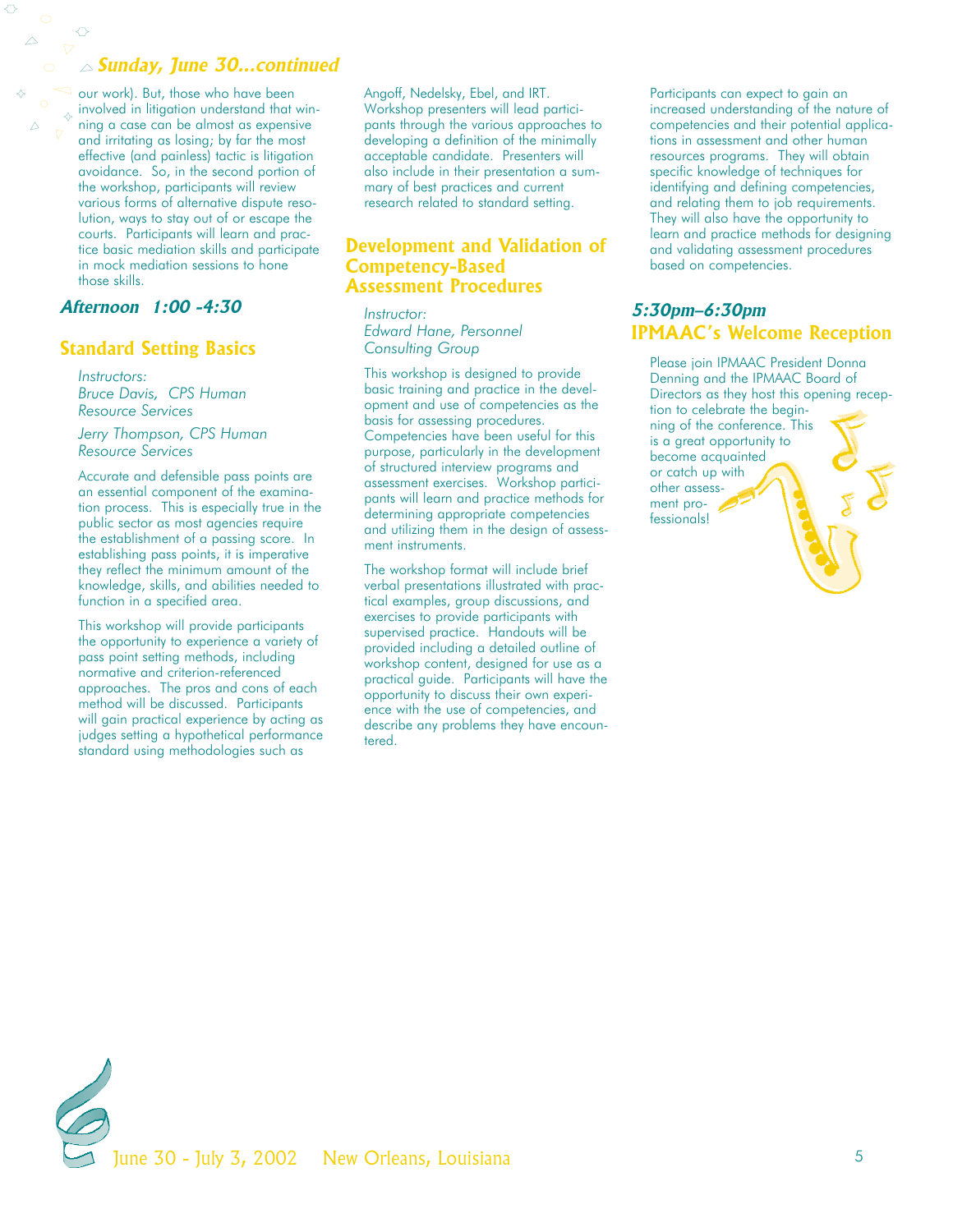## Sunday, June 30...continued

our work). But, those who have been involved in litigation understand that winning a case can be almost as expensive and irritating as losing; by far the most effective (and painless) tactic is litigation avoidance. So, in the second portion of the workshop, participants will review various forms of alternative dispute resolution, ways to stay out of or escape the courts. Participants will learn and practice basic mediation skills and participate in mock mediation sessions to hone those skills.

### Afternoon 1:00 -4:30

### Standard Setting Basics

*Instructors:*
*Bruce Davis, CPS Human Resource Services*

*Jerry Thompson, CPS Human Resource Services*

Accurate and defensible pass points are an essential component of the examination process. This is especially true in the public sector as most agencies require the establishment of a passing score. In establishing pass points, it is imperative they reflect the minimum amount of the knowledge, skills, and abilities needed to function in a specified area.

This workshop will provide participants the opportunity to experience a variety of pass point setting methods, including normative and criterion-referenced approaches. The pros and cons of each method will be discussed. Participants will gain practical experience by acting as judges setting a hypothetical performance standard using methodologies such as Angoff, Nedelsky, Ebel, and IRT. Workshop presenters will lead participants through the various approaches to developing a definition of the minimally acceptable candidate. Presenters will also include in their presentation a summary of best practices and current research related to standard setting.

### Development and Validation of Competency-Based Assessment Procedures

*Instructor:*
*Edward Hane, Personnel Consulting Group*

This workshop is designed to provide basic training and practice in the development and use of competencies as the basis for assessing procedures. Competencies have been useful for this purpose, particularly in the development of structured interview programs and assessment exercises. Workshop participants will learn and practice methods for determining appropriate competencies and utilizing them in the design of assessment instruments.

The workshop format will include brief verbal presentations illustrated with practical examples, group discussions, and exercises to provide participants with supervised practice. Handouts will be provided including a detailed outline of workshop content, designed for use as a practical guide. Participants will have the opportunity to discuss their own experience with the use of competencies, and describe any problems they have encountered.

Participants can expect to gain an increased understanding of the nature of competencies and their potential applications in assessment and other human resources programs. They will obtain specific knowledge of techniques for identifying and defining competencies, and relating them to job requirements. They will also have the opportunity to learn and practice methods for designing and validating assessment procedures based on competencies.

### 5:30pm–6:30pm
### IPMAAC's Welcome Reception

Please join IPMAAC President Donna Denning and the IPMAAC Board of Directors as they host this opening reception to celebrate the beginning of the conference. This is a great opportunity to become acquainted or catch up with other assessment professionals!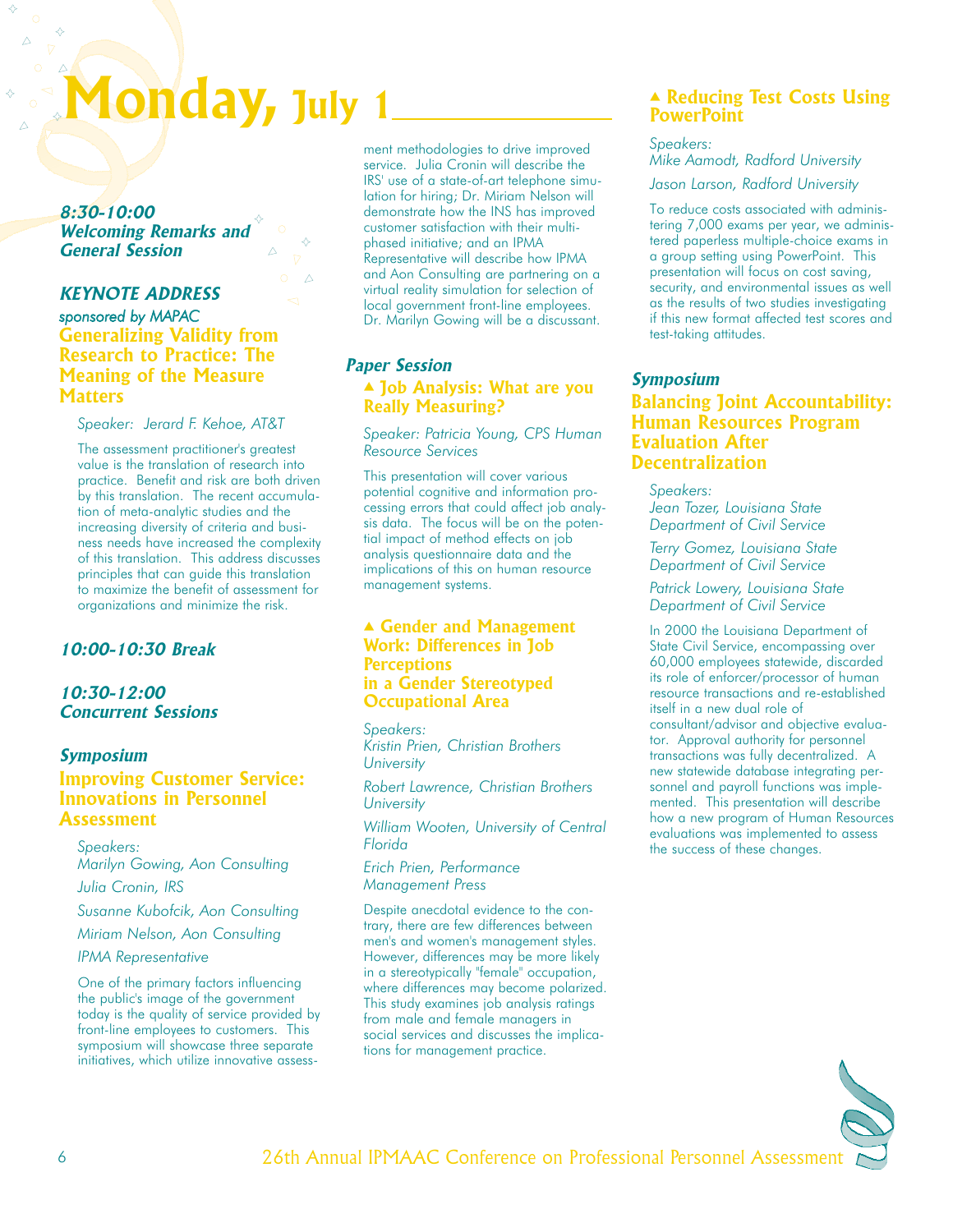# Monday, July 1

### *8:30-10:00*
### *Welcoming Remarks and General Session*

### *KEYNOTE ADDRESS*

*sponsored by MAPAC*

## Generalizing Validity from Research to Practice: The Meaning of the Measure Matters

*Speaker: Jerard F. Kehoe, AT&T*

The assessment practitioner's greatest value is the translation of research into practice. Benefit and risk are both driven by this translation. The recent accumulation of meta-analytic studies and the increasing diversity of criteria and business needs have increased the complexity of this translation. This address discusses principles that can guide this translation to maximize the benefit of assessment for organizations and minimize the risk.

### *10:00-10:30 Break*

### *10:30-12:00*
### *Concurrent Sessions*

### *Symposium*

## Improving Customer Service: Innovations in Personnel Assessment

*Speakers:*
*Marilyn Gowing, Aon Consulting*
*Julia Cronin, IRS*
*Susanne Kubofcik, Aon Consulting*
*Miriam Nelson, Aon Consulting*
*IPMA Representative*

One of the primary factors influencing the public's image of the government today is the quality of service provided by front-line employees to customers. This symposium will showcase three separate initiatives, which utilize innovative assessment methodologies to drive improved service. Julia Cronin will describe the IRS' use of a state-of-art telephone simulation for hiring; Dr. Miriam Nelson will demonstrate how the INS has improved customer satisfaction with their multi-phased initiative; and an IPMA Representative will describe how IPMA and Aon Consulting are partnering on a virtual reality simulation for selection of local government front-line employees. Dr. Marilyn Gowing will be a discussant.

### *Paper Session*

## ▲ Job Analysis: What are you Really Measuring?

*Speaker: Patricia Young, CPS Human Resource Services*

This presentation will cover various potential cognitive and information processing errors that could affect job analysis data. The focus will be on the potential impact of method effects on job analysis questionnaire data and the implications of this on human resource management systems.

## ▲ Gender and Management Work: Differences in Job Perceptions in a Gender Stereotyped Occupational Area

*Speakers:*
*Kristin Prien, Christian Brothers University*
*Robert Lawrence, Christian Brothers University*
*William Wooten, University of Central Florida*
*Erich Prien, Performance Management Press*

Despite anecdotal evidence to the contrary, there are few differences between men's and women's management styles. However, differences may be more likely in a stereotypically "female" occupation, where differences may become polarized. This study examines job analysis ratings from male and female managers in social services and discusses the implications for management practice.

## ▲ Reducing Test Costs Using PowerPoint

*Speakers:*
*Mike Aamodt, Radford University*
*Jason Larson, Radford University*

To reduce costs associated with administering 7,000 exams per year, we administered paperless multiple-choice exams in a group setting using PowerPoint. This presentation will focus on cost saving, security, and environmental issues as well as the results of two studies investigating if this new format affected test scores and test-taking attitudes.

### *Symposium*

## Balancing Joint Accountability: Human Resources Program Evaluation After Decentralization

*Speakers:*
*Jean Tozer, Louisiana State Department of Civil Service*
*Terry Gomez, Louisiana State Department of Civil Service*
*Patrick Lowery, Louisiana State Department of Civil Service*

In 2000 the Louisiana Department of State Civil Service, encompassing over 60,000 employees statewide, discarded its role of enforcer/processor of human resource transactions and re-established itself in a new dual role of consultant/advisor and objective evaluator. Approval authority for personnel transactions was fully decentralized. A new statewide database integrating personnel and payroll functions was implemented. This presentation will describe how a new program of Human Resources evaluations was implemented to assess the success of these changes.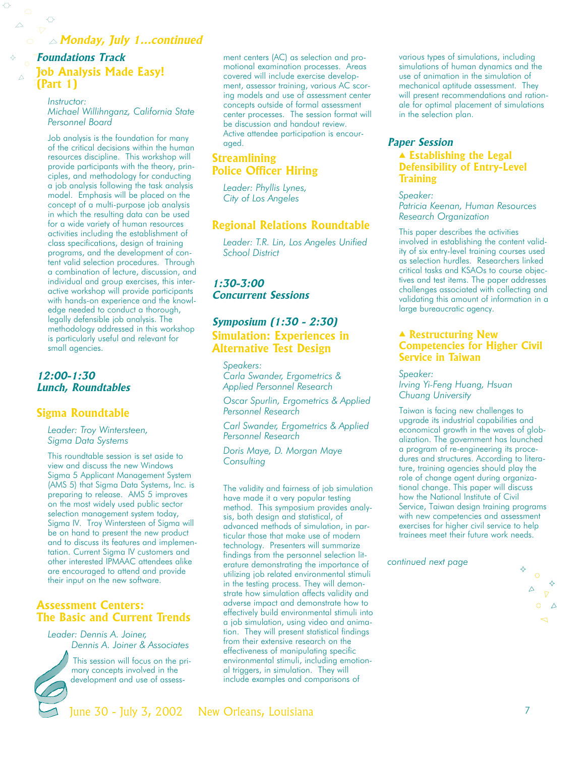## Monday, July 1...continued

### Foundations Track

### Job Analysis Made Easy! (Part 1)

*Instructor:*
*Michael Willihnganz, California State Personnel Board*

Job analysis is the foundation for many of the critical decisions within the human resources discipline. This workshop will provide participants with the theory, principles, and methodology for conducting a job analysis following the task analysis model. Emphasis will be placed on the concept of a multi-purpose job analysis in which the resulting data can be used for a wide variety of human resources activities including the establishment of class specifications, design of training programs, and the development of content valid selection procedures. Through a combination of lecture, discussion, and individual and group exercises, this interactive workshop will provide participants with hands-on experience and the knowledge needed to conduct a thorough, legally defensible job analysis. The methodology addressed in this workshop is particularly useful and relevant for small agencies.

### 12:00-1:30 Lunch, Roundtables

### Sigma Roundtable

*Leader: Troy Wintersteen, Sigma Data Systems*

This roundtable session is set aside to view and discuss the new Windows Sigma 5 Applicant Management System (AMS 5) that Sigma Data Systems, Inc. is preparing to release. AMS 5 improves on the most widely used public sector selection management system today, Sigma IV. Troy Wintersteen of Sigma will be on hand to present the new product and to discuss its features and implementation. Current Sigma IV customers and other interested IPMAAC attendees alike are encouraged to attend and provide their input on the new software.

### Assessment Centers: The Basic and Current Trends

*Leader: Dennis A. Joiner, Dennis A. Joiner & Associates*

This session will focus on the primary concepts involved in the development and use of assessment centers (AC) as selection and promotional examination processes. Areas covered will include exercise development, assessor training, various AC scoring models and use of assessment center concepts outside of formal assessment center processes. The session format will be discussion and handout review. Active attendee participation is encouraged.

### Streamlining Police Officer Hiring

*Leader: Phyllis Lynes, City of Los Angeles*

### Regional Relations Roundtable

*Leader: T.R. Lin, Los Angeles Unified School District*

### 1:30-3:00 Concurrent Sessions

### Symposium (1:30 - 2:30) Simulation: Experiences in Alternative Test Design

*Speakers:*
*Carla Swander, Ergometrics & Applied Personnel Research*

*Oscar Spurlin, Ergometrics & Applied Personnel Research*

*Carl Swander, Ergometrics & Applied Personnel Research*

*Doris Maye, D. Morgan Maye Consulting*

The validity and fairness of job simulation have made it a very popular testing method. This symposium provides analysis, both design and statistical, of advanced methods of simulation, in particular those that make use of modern technology. Presenters will summarize findings from the personnel selection literature demonstrating the importance of utilizing job related environmental stimuli in the testing process. They will demonstrate how simulation affects validity and adverse impact and demonstrate how to effectively build environmental stimuli into a job simulation, using video and animation. They will present statistical findings from their extensive research on the effectiveness of manipulating specific environmental stimuli, including emotional triggers, in simulation. They will include examples and comparisons of various types of simulations, including simulations of human dynamics and the use of animation in the simulation of mechanical aptitude assessment. They will present recommendations and rationale for optimal placement of simulations in the selection plan.

### Paper Session

#### ▲ Establishing the Legal Defensibility of Entry-Level Training

*Speaker:*
*Patricia Keenan, Human Resources Research Organization*

This paper describes the activities involved in establishing the content validity of six entry-level training courses used as selection hurdles. Researchers linked critical tasks and KSAOs to course objectives and test items. The paper addresses challenges associated with collecting and validating this amount of information in a large bureaucratic agency.

#### ▲ Restructuring New Competencies for Higher Civil Service in Taiwan

*Speaker:*
*Irving Yi-Feng Huang, Hsuan Chuang University*

Taiwan is facing new challenges to upgrade its industrial capabilities and economical growth in the waves of globalization. The government has launched a program of re-engineering its procedures and structures. According to literature, training agencies should play the role of change agent during organizational change. This paper will discuss how the National Institute of Civil Service, Taiwan design training programs with new competencies and assessment exercises for higher civil service to help trainees meet their future work needs.

*continued next page*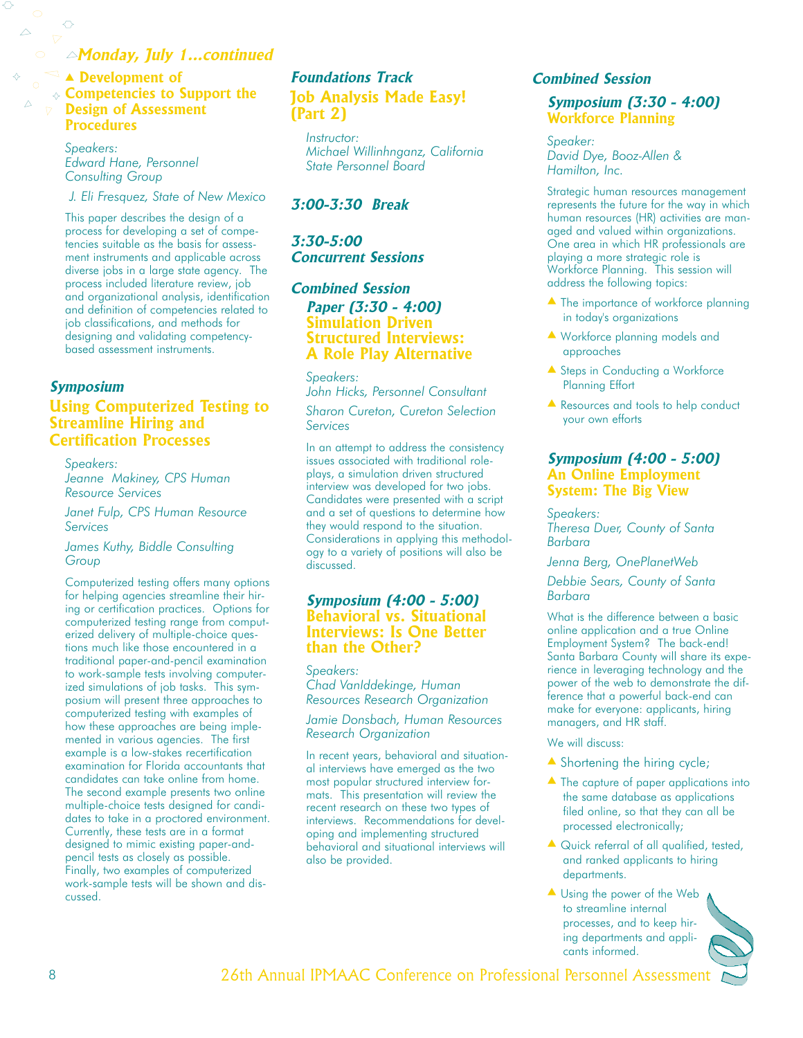## *Monday, July 1...continued*

### Development of Competencies to Support the Design of Assessment Procedures

*Speakers:*
*Edward Hane, Personnel Consulting Group*

*J. Eli Fresquez, State of New Mexico*

This paper describes the design of a process for developing a set of competencies suitable as the basis for assessment instruments and applicable across diverse jobs in a large state agency. The process included literature review, job and organizational analysis, identification and definition of competencies related to job classifications, and methods for designing and validating competency-based assessment instruments.

## *Symposium*

### Using Computerized Testing to Streamline Hiring and Certification Processes

*Speakers:*
*Jeanne Makiney, CPS Human Resource Services*

*Janet Fulp, CPS Human Resource Services*

*James Kuthy, Biddle Consulting Group*

Computerized testing offers many options for helping agencies streamline their hiring or certification practices. Options for computerized testing range from computerized delivery of multiple-choice questions much like those encountered in a traditional paper-and-pencil examination to work-sample tests involving computerized simulations of job tasks. This symposium will present three approaches to computerized testing with examples of how these approaches are being implemented in various agencies. The first example is a low-stakes recertification examination for Florida accountants that candidates can take online from home. The second example presents two online multiple-choice tests designed for candidates to take in a proctored environment. Currently, these tests are in a format designed to mimic existing paper-and-pencil tests as closely as possible. Finally, two examples of computerized work-sample tests will be shown and discussed.

## *Foundations Track*

### Job Analysis Made Easy! (Part 2)

*Instructor:*
*Michael Willinhnganz, California State Personnel Board*

## *3:00-3:30 Break*

## *3:30-5:00 Concurrent Sessions*

## *Combined Session*

### *Paper (3:30 - 4:00)*
### Simulation Driven Structured Interviews: A Role Play Alternative

*Speakers:*
*John Hicks, Personnel Consultant*

*Sharon Cureton, Cureton Selection Services*

In an attempt to address the consistency issues associated with traditional role-plays, a simulation driven structured interview was developed for two jobs. Candidates were presented with a script and a set of questions to determine how they would respond to the situation. Considerations in applying this methodology to a variety of positions will also be discussed.

### *Symposium (4:00 - 5:00)*
### Behavioral vs. Situational Interviews: Is One Better than the Other?

*Speakers:*
*Chad VanIddekinge, Human Resources Research Organization*

*Jamie Donsbach, Human Resources Research Organization*

In recent years, behavioral and situational interviews have emerged as the two most popular structured interview formats. This presentation will review the recent research on these two types of interviews. Recommendations for developing and implementing structured behavioral and situational interviews will also be provided.

## *Combined Session*

### *Symposium (3:30 - 4:00)*
### Workforce Planning

*Speaker:*
*David Dye, Booz-Allen & Hamilton, Inc.*

Strategic human resources management represents the future for the way in which human resources (HR) activities are managed and valued within organizations. One area in which HR professionals are playing a more strategic role is Workforce Planning. This session will address the following topics:

- The importance of workforce planning in today's organizations
- Workforce planning models and approaches
- Steps in Conducting a Workforce Planning Effort
- Resources and tools to help conduct your own efforts

### *Symposium (4:00 - 5:00)*
### An Online Employment System: The Big View

*Speakers:*
*Theresa Duer, County of Santa Barbara*

*Jenna Berg, OnePlanetWeb*

*Debbie Sears, County of Santa Barbara*

What is the difference between a basic online application and a true Online Employment System? The back-end! Santa Barbara County will share its experience in leveraging technology and the power of the web to demonstrate the difference that a powerful back-end can make for everyone: applicants, hiring managers, and HR staff.

We will discuss:

- Shortening the hiring cycle;
- The capture of paper applications into the same database as applications filed online, so that they can all be processed electronically;
- Quick referral of all qualified, tested, and ranked applicants to hiring departments.
- Using the power of the Web to streamline internal processes, and to keep hiring departments and applicants informed.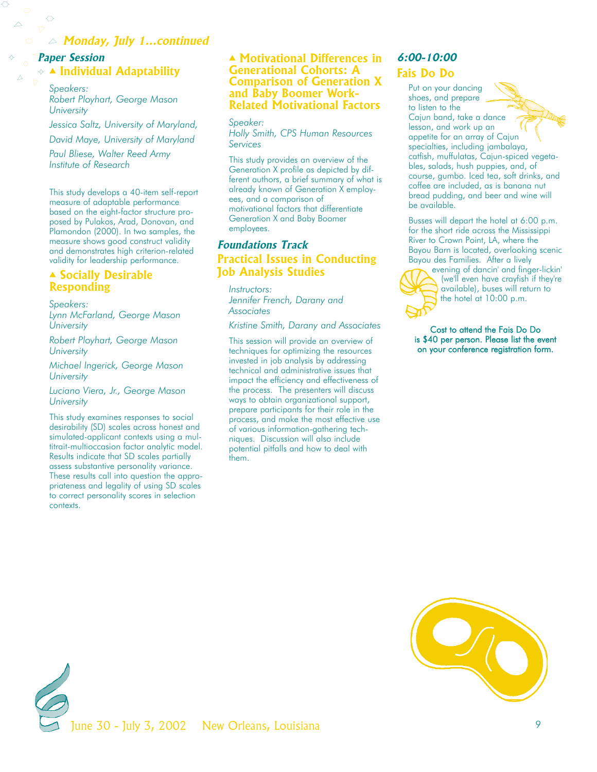## Monday, July 1...continued

### Paper Session

#### Individual Adaptability

*Speakers:*
*Robert Ployhart, George Mason University*

*Jessica Saltz, University of Maryland,*

*David Maye, University of Maryland*

*Paul Bliese, Walter Reed Army Institute of Research*

This study develops a 40-item self-report measure of adaptable performance based on the eight-factor structure proposed by Pulakos, Arad, Donovan, and Plamondon (2000). In two samples, the measure shows good construct validity and demonstrates high criterion-related validity for leadership performance.

#### Socially Desirable Responding

*Speakers:*
*Lynn McFarland, George Mason University*

*Robert Ployhart, George Mason University*

*Michael Ingerick, George Mason University*

*Luciano Viera, Jr., George Mason University*

This study examines responses to social desirability (SD) scales across honest and simulated-applicant contexts using a multitrait-multioccasion factor analytic model. Results indicate that SD scales partially assess substantive personality variance. These results call into question the appropriateness and legality of using SD scales to correct personality scores in selection contexts.

#### Motivational Differences in Generational Cohorts: A Comparison of Generation X and Baby Boomer Work-Related Motivational Factors

*Speaker:*
*Holly Smith, CPS Human Resources Services*

This study provides an overview of the Generation X profile as depicted by different authors, a brief summary of what is already known of Generation X employees, and a comparison of motivational factors that differentiate Generation X and Baby Boomer employees.

### Foundations Track

#### Practical Issues in Conducting Job Analysis Studies

*Instructors:*
*Jennifer French, Darany and Associates*

*Kristine Smith, Darany and Associates*

This session will provide an overview of techniques for optimizing the resources invested in job analysis by addressing technical and administrative issues that impact the efficiency and effectiveness of the process. The presenters will discuss ways to obtain organizational support, prepare participants for their role in the process, and make the most effective use of various information-gathering techniques. Discussion will also include potential pitfalls and how to deal with them.

### 6:00-10:00

#### Fais Do Do

Put on your dancing shoes, and prepare to listen to the Cajun band, take a dance lesson, and work up an appetite for an array of Cajun specialties, including jambalaya, catfish, muffulatas, Cajun-spiced vegetables, salads, hush puppies, and, of course, gumbo. Iced tea, soft drinks, and coffee are included, as is banana nut bread pudding, and beer and wine will be available.

Busses will depart the hotel at 6:00 p.m. for the short ride across the Mississippi River to Crown Point, LA, where the Bayou Barn is located, overlooking scenic Bayou des Familes. After a lively evening of dancin' and finger-lickin' (we'll even have crayfish if they're available), buses will return to the hotel at 10:00 p.m.

Cost to attend the Fais Do Do is $40 per person. Please list the event on your conference registration form.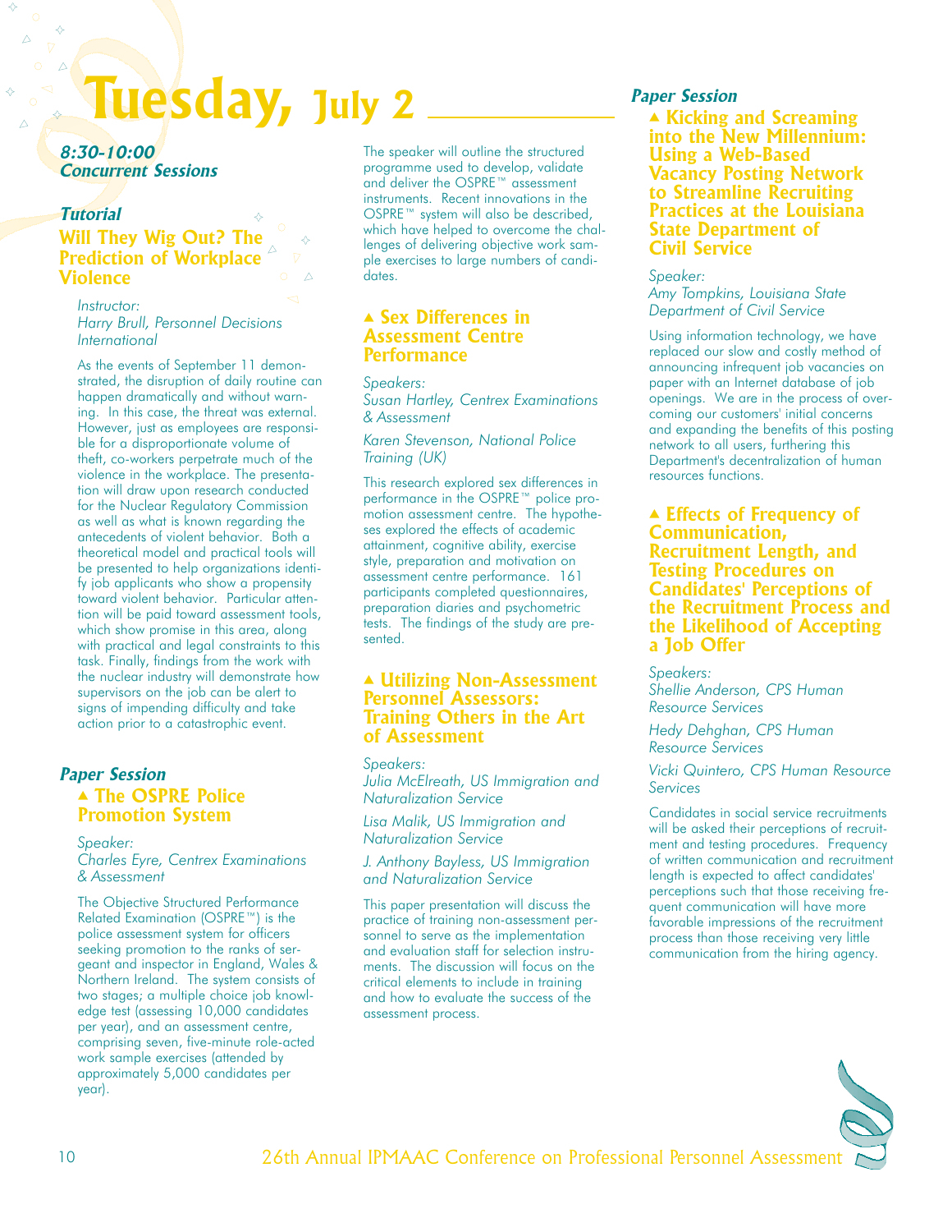# Tuesday, July 2

## *8:30-10:00 Concurrent Sessions*

### *Tutorial*

### Will They Wig Out? The Prediction of Workplace Violence

*Instructor:*
*Harry Brull, Personnel Decisions International*

As the events of September 11 demonstrated, the disruption of daily routine can happen dramatically and without warning. In this case, the threat was external. However, just as employees are responsible for a disproportionate volume of theft, co-workers perpetrate much of the violence in the workplace. The presentation will draw upon research conducted for the Nuclear Regulatory Commission as well as what is known regarding the antecedents of violent behavior. Both a theoretical model and practical tools will be presented to help organizations identify job applicants who show a propensity toward violent behavior. Particular attention will be paid toward assessment tools, which show promise in this area, along with practical and legal constraints to this task. Finally, findings from the work with the nuclear industry will demonstrate how supervisors on the job can be alert to signs of impending difficulty and take action prior to a catastrophic event.

### *Paper Session*

#### ▲ The OSPRE Police Promotion System

*Speaker:*
*Charles Eyre, Centrex Examinations & Assessment*

The Objective Structured Performance Related Examination (OSPRE™) is the police assessment system for officers seeking promotion to the ranks of sergeant and inspector in England, Wales & Northern Ireland. The system consists of two stages; a multiple choice job knowledge test (assessing 10,000 candidates per year), and an assessment centre, comprising seven, five-minute role-acted work sample exercises (attended by approximately 5,000 candidates per year).

The speaker will outline the structured programme used to develop, validate and deliver the OSPRE™ assessment instruments. Recent innovations in the OSPRE™ system will also be described, which have helped to overcome the challenges of delivering objective work sample exercises to large numbers of candidates.

#### ▲ Sex Differences in Assessment Centre Performance

*Speakers:*
*Susan Hartley, Centrex Examinations & Assessment*

*Karen Stevenson, National Police Training (UK)*

This research explored sex differences in performance in the OSPRE™ police promotion assessment centre. The hypotheses explored the effects of academic attainment, cognitive ability, exercise style, preparation and motivation on assessment centre performance. 161 participants completed questionnaires, preparation diaries and psychometric tests. The findings of the study are presented.

#### ▲ Utilizing Non-Assessment Personnel Assessors: Training Others in the Art of Assessment

*Speakers:*
*Julia McElreath, US Immigration and Naturalization Service*

*Lisa Malik, US Immigration and Naturalization Service*

*J. Anthony Bayless, US Immigration and Naturalization Service*

This paper presentation will discuss the practice of training non-assessment personnel to serve as the implementation and evaluation staff for selection instruments. The discussion will focus on the critical elements to include in training and how to evaluate the success of the assessment process.

### *Paper Session*

#### ▲ Kicking and Screaming into the New Millennium: Using a Web-Based Vacancy Posting Network to Streamline Recruiting Practices at the Louisiana State Department of Civil Service

*Speaker:*
*Amy Tompkins, Louisiana State Department of Civil Service*

Using information technology, we have replaced our slow and costly method of announcing infrequent job vacancies on paper with an Internet database of job openings. We are in the process of overcoming our customers' initial concerns and expanding the benefits of this posting network to all users, furthering this Department's decentralization of human resources functions.

#### ▲ Effects of Frequency of Communication, Recruitment Length, and Testing Procedures on Candidates' Perceptions of the Recruitment Process and the Likelihood of Accepting a Job Offer

*Speakers:*
*Shellie Anderson, CPS Human Resource Services*

*Hedy Dehghan, CPS Human Resource Services*

*Vicki Quintero, CPS Human Resource Services*

Candidates in social service recruitments will be asked their perceptions of recruitment and testing procedures. Frequency of written communication and recruitment length is expected to affect candidates' perceptions such that those receiving frequent communication will have more favorable impressions of the recruitment process than those receiving very little communication from the hiring agency.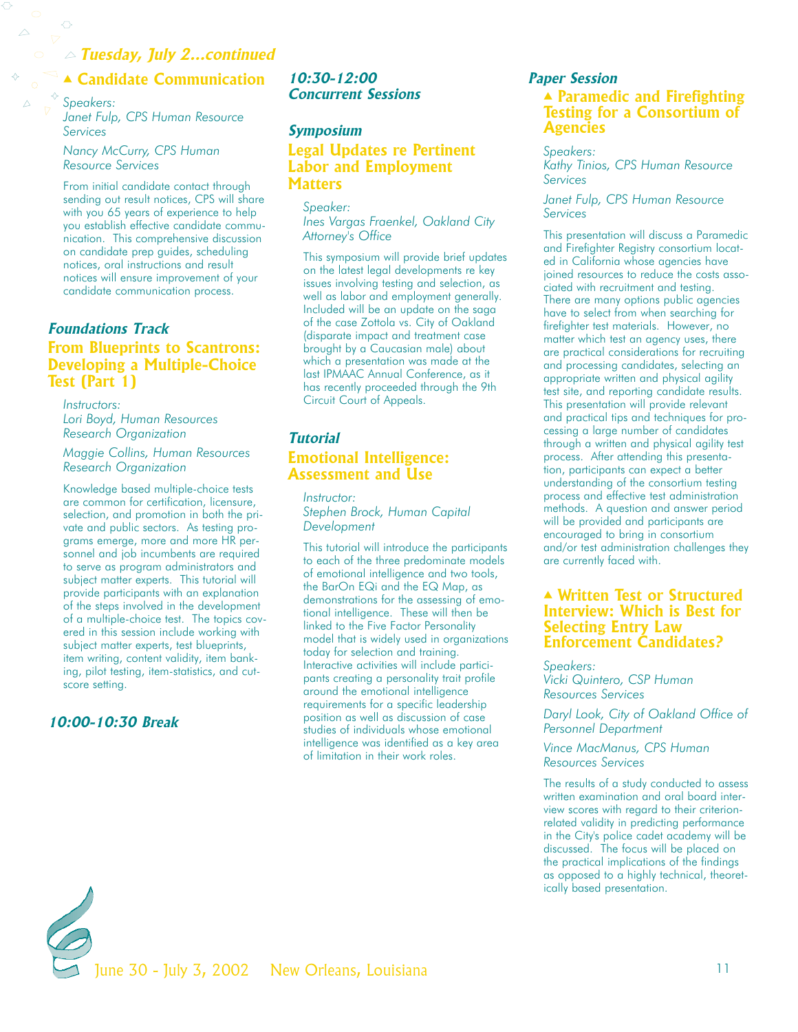## Tuesday, July 2...continued

### Candidate Communication

*Speakers:*
*Janet Fulp, CPS Human Resource Services*

*Nancy McCurry, CPS Human Resource Services*

From initial candidate contact through sending out result notices, CPS will share with you 65 years of experience to help you establish effective candidate communication. This comprehensive discussion on candidate prep guides, scheduling notices, oral instructions and result notices will ensure improvement of your candidate communication process.

### Foundations Track

### From Blueprints to Scantrons: Developing a Multiple-Choice Test (Part 1)

*Instructors:*
*Lori Boyd, Human Resources Research Organization*

*Maggie Collins, Human Resources Research Organization*

Knowledge based multiple-choice tests are common for certification, licensure, selection, and promotion in both the private and public sectors. As testing programs emerge, more and more HR personnel and job incumbents are required to serve as program administrators and subject matter experts. This tutorial will provide participants with an explanation of the steps involved in the development of a multiple-choice test. The topics covered in this session include working with subject matter experts, test blueprints, item writing, content validity, item banking, pilot testing, item-statistics, and cut-score setting.

## 10:00-10:30 Break

## 10:30-12:00 Concurrent Sessions

### Symposium

### Legal Updates re Pertinent Labor and Employment Matters

*Speaker:*
*Ines Vargas Fraenkel, Oakland City Attorney's Office*

This symposium will provide brief updates on the latest legal developments re key issues involving testing and selection, as well as labor and employment generally. Included will be an update on the saga of the case Zottola vs. City of Oakland (disparate impact and treatment case brought by a Caucasian male) about which a presentation was made at the last IPMAAC Annual Conference, as it has recently proceeded through the 9th Circuit Court of Appeals.

### Tutorial

### Emotional Intelligence: Assessment and Use

*Instructor:*
*Stephen Brock, Human Capital Development*

This tutorial will introduce the participants to each of the three predominate models of emotional intelligence and two tools, the BarOn EQi and the EQ Map, as demonstrations for the assessing of emotional intelligence. These will then be linked to the Five Factor Personality model that is widely used in organizations today for selection and training. Interactive activities will include participants creating a personality trait profile around the emotional intelligence requirements for a specific leadership position as well as discussion of case studies of individuals whose emotional intelligence was identified as a key area of limitation in their work roles.

### Paper Session

### Paramedic and Firefighting Testing for a Consortium of Agencies

*Speakers:*
*Kathy Tinios, CPS Human Resource Services*

*Janet Fulp, CPS Human Resource Services*

This presentation will discuss a Paramedic and Firefighter Registry consortium located in California whose agencies have joined resources to reduce the costs associated with recruitment and testing. There are many options public agencies have to select from when searching for firefighter test materials. However, no matter which test an agency uses, there are practical considerations for recruiting and processing candidates, selecting an appropriate written and physical agility test site, and reporting candidate results. This presentation will provide relevant and practical tips and techniques for processing a large number of candidates through a written and physical agility test process. After attending this presentation, participants can expect a better understanding of the consortium testing process and effective test administration methods. A question and answer period will be provided and participants are encouraged to bring in consortium and/or test administration challenges they are currently faced with.

### Written Test or Structured Interview: Which is Best for Selecting Entry Law Enforcement Candidates?

*Speakers:*
*Vicki Quintero, CSP Human Resources Services*

*Daryl Look, City of Oakland Office of Personnel Department*

*Vince MacManus, CPS Human Resources Services*

The results of a study conducted to assess written examination and oral board interview scores with regard to their criterion-related validity in predicting performance in the City's police cadet academy will be discussed. The focus will be placed on the practical implications of the findings as opposed to a highly technical, theoretically based presentation.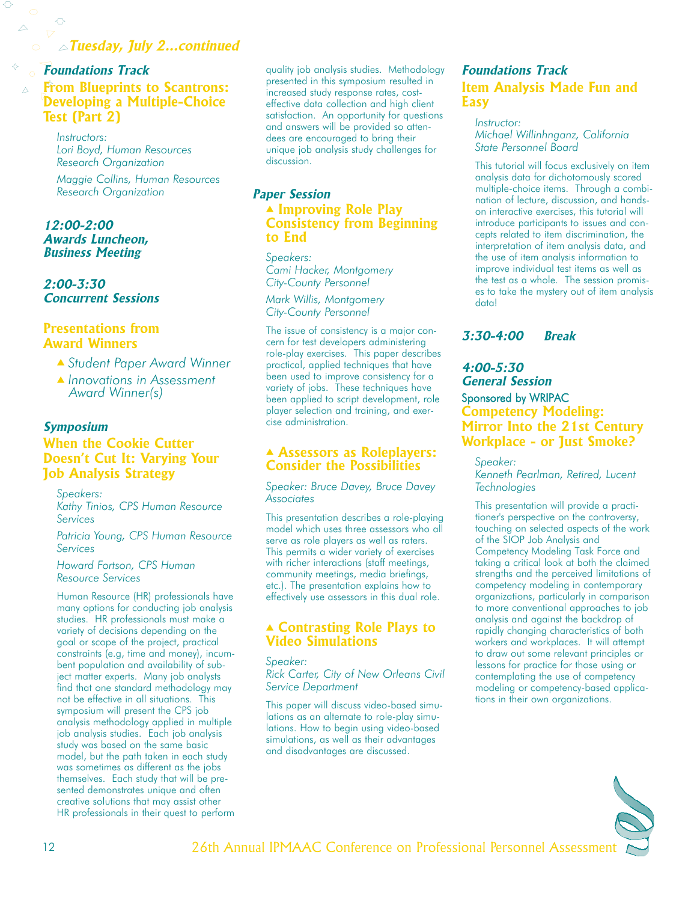*Tuesday, July 2...continued*

### *Foundations Track*

## From Blueprints to Scantrons: Developing a Multiple-Choice Test (Part 2)

*Instructors:*
*Lori Boyd, Human Resources Research Organization*

*Maggie Collins, Human Resources Research Organization*

### *12:00-2:00 Awards Luncheon, Business Meeting*

### *2:00-3:30 Concurrent Sessions*

## Presentations from Award Winners

- *Student Paper Award Winner*
- *Innovations in Assessment Award Winner(s)*

### *Symposium*

## When the Cookie Cutter Doesn't Cut It: Varying Your Job Analysis Strategy

*Speakers:*
*Kathy Tinios, CPS Human Resource Services*

*Patricia Young, CPS Human Resource Services*

*Howard Fortson, CPS Human Resource Services*

Human Resource (HR) professionals have many options for conducting job analysis studies. HR professionals must make a variety of decisions depending on the goal or scope of the project, practical constraints (e.g, time and money), incumbent population and availability of subject matter experts. Many job analysts find that one standard methodology may not be effective in all situations. This symposium will present the CPS job analysis methodology applied in multiple job analysis studies. Each job analysis study was based on the same basic model, but the path taken in each study was sometimes as different as the jobs themselves. Each study that will be presented demonstrates unique and often creative solutions that may assist other HR professionals in their quest to perform quality job analysis studies. Methodology presented in this symposium resulted in increased study response rates, cost-effective data collection and high client satisfaction. An opportunity for questions and answers will be provided so attendees are encouraged to bring their unique job analysis study challenges for discussion.

### *Paper Session*

## ▲ Improving Role Play Consistency from Beginning to End

*Speakers:*
*Cami Hacker, Montgomery City-County Personnel*

*Mark Willis, Montgomery City-County Personnel*

The issue of consistency is a major concern for test developers administering role-play exercises. This paper describes practical, applied techniques that have been used to improve consistency for a variety of jobs. These techniques have been applied to script development, role player selection and training, and exercise administration.

## ▲ Assessors as Roleplayers: Consider the Possibilities

*Speaker: Bruce Davey, Bruce Davey Associates*

This presentation describes a role-playing model which uses three assessors who all serve as role players as well as raters. This permits a wider variety of exercises with richer interactions (staff meetings, community meetings, media briefings, etc.). The presentation explains how to effectively use assessors in this dual role.

## ▲ Contrasting Role Plays to Video Simulations

*Speaker:*
*Rick Carter, City of New Orleans Civil Service Department*

This paper will discuss video-based simulations as an alternate to role-play simulations. How to begin using video-based simulations, as well as their advantages and disadvantages are discussed.

### *Foundations Track*

## Item Analysis Made Fun and Easy

*Instructor:*
*Michael Willinhnganz, California State Personnel Board*

This tutorial will focus exclusively on item analysis data for dichotomously scored multiple-choice items. Through a combination of lecture, discussion, and hands-on interactive exercises, this tutorial will introduce participants to issues and concepts related to item discrimination, the interpretation of item analysis data, and the use of item analysis information to improve individual test items as well as the test as a whole. The session promises to take the mystery out of item analysis data!

### *3:30-4:00 Break*

### *4:00-5:30 General Session*

Sponsored by WRIPAC

## Competency Modeling: Mirror Into the 21st Century Workplace - or Just Smoke?

*Speaker:*
*Kenneth Pearlman, Retired, Lucent Technologies*

This presentation will provide a practitioner's perspective on the controversy, touching on selected aspects of the work of the SIOP Job Analysis and Competency Modeling Task Force and taking a critical look at both the claimed strengths and the perceived limitations of competency modeling in contemporary organizations, particularly in comparison to more conventional approaches to job analysis and against the backdrop of rapidly changing characteristics of both workers and workplaces. It will attempt to draw out some relevant principles or lessons for practice for those using or contemplating the use of competency modeling or competency-based applications in their own organizations.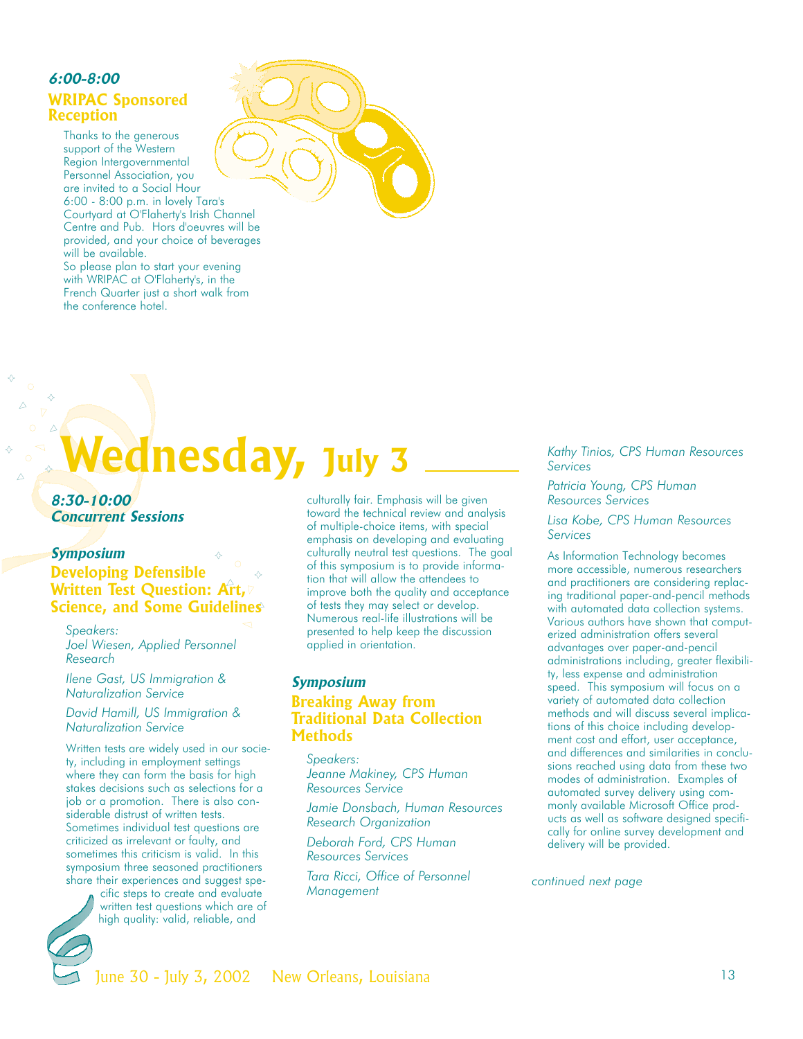### *6:00-8:00*

## WRIPAC Sponsored Reception

Thanks to the generous support of the Western Region Intergovernmental Personnel Association, you are invited to a Social Hour 6:00 - 8:00 p.m. in lovely Tara's Courtyard at O'Flaherty's Irish Channel Centre and Pub. Hors d'oeuvres will be provided, and your choice of beverages will be available.

So please plan to start your evening with WRIPAC at O'Flaherty's, in the French Quarter just a short walk from the conference hotel.

# Wednesday, July 3

### *8:30-10:00 Concurrent Sessions*

### *Symposium*

## Developing Defensible Written Test Question: Art, Science, and Some Guidelines

*Speakers:*

*Joel Wiesen, Applied Personnel Research*

*Ilene Gast, US Immigration & Naturalization Service*

*David Hamill, US Immigration & Naturalization Service*

Written tests are widely used in our society, including in employment settings where they can form the basis for high stakes decisions such as selections for a job or a promotion. There is also considerable distrust of written tests. Sometimes individual test questions are criticized as irrelevant or faulty, and sometimes this criticism is valid. In this symposium three seasoned practitioners share their experiences and suggest specific steps to create and evaluate written test questions which are of high quality: valid, reliable, and culturally fair. Emphasis will be given toward the technical review and analysis of multiple-choice items, with special emphasis on developing and evaluating culturally neutral test questions. The goal of this symposium is to provide information that will allow the attendees to improve both the quality and acceptance of tests they may select or develop. Numerous real-life illustrations will be presented to help keep the discussion applied in orientation.

### *Symposium*

## Breaking Away from Traditional Data Collection Methods

*Speakers:*

*Jeanne Makiney, CPS Human Resources Service*

*Jamie Donsbach, Human Resources Research Organization*

*Deborah Ford, CPS Human Resources Services*

*Tara Ricci, Office of Personnel Management*

*Kathy Tinios, CPS Human Resources Services*

*Patricia Young, CPS Human Resources Services*

*Lisa Kobe, CPS Human Resources Services*

As Information Technology becomes more accessible, numerous researchers and practitioners are considering replacing traditional paper-and-pencil methods with automated data collection systems. Various authors have shown that computerized administration offers several advantages over paper-and-pencil administrations including, greater flexibility, less expense and administration speed. This symposium will focus on a variety of automated data collection methods and will discuss several implications of this choice including development cost and effort, user acceptance, and differences and similarities in conclusions reached using data from these two modes of administration. Examples of automated survey delivery using commonly available Microsoft Office products as well as software designed specifically for online survey development and delivery will be provided.

*continued next page*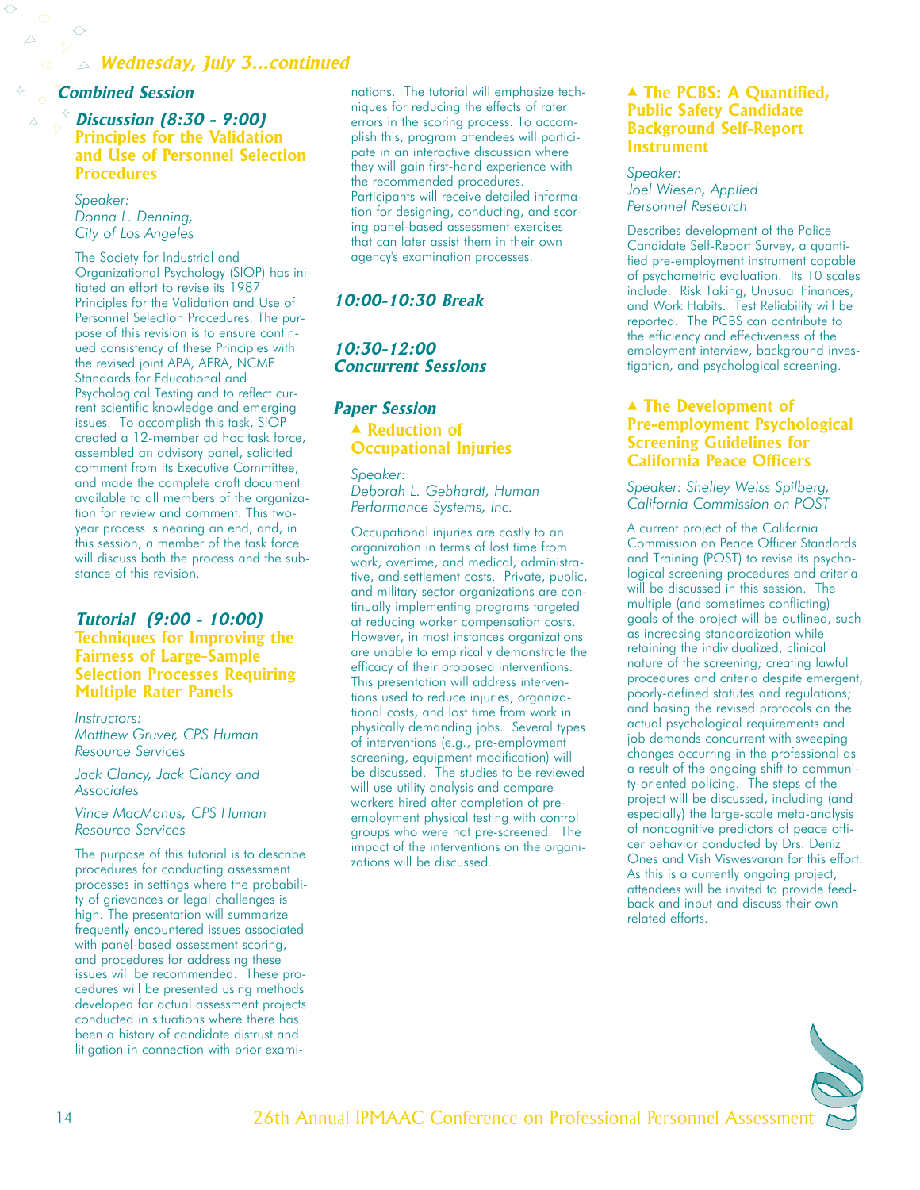## Wednesday, July 3...continued

### Combined Session

#### *Discussion (8:30 - 9:00)* Principles for the Validation and Use of Personnel Selection Procedures

*Speaker:*
*Donna L. Denning, City of Los Angeles*

The Society for Industrial and Organizational Psychology (SIOP) has initiated an effort to revise its 1987 Principles for the Validation and Use of Personnel Selection Procedures. The purpose of this revision is to ensure continued consistency of these Principles with the revised joint APA, AERA, NCME Standards for Educational and Psychological Testing and to reflect current scientific knowledge and emerging issues. To accomplish this task, SIOP created a 12-member ad hoc task force, assembled an advisory panel, solicited comment from its Executive Committee, and made the complete draft document available to all members of the organization for review and comment. This two-year process is nearing an end, and, in this session, a member of the task force will discuss both the process and the substance of this revision.

#### *Tutorial (9:00 - 10:00)* Techniques for Improving the Fairness of Large-Sample Selection Processes Requiring Multiple Rater Panels

*Instructors:*
*Matthew Gruver, CPS Human Resource Services*

*Jack Clancy, Jack Clancy and Associates*

*Vince MacManus, CPS Human Resource Services*

The purpose of this tutorial is to describe procedures for conducting assessment processes in settings where the probability of grievances or legal challenges is high. The presentation will summarize frequently encountered issues associated with panel-based assessment scoring, and procedures for addressing these issues will be recommended. These procedures will be presented using methods developed for actual assessment projects conducted in situations where there has been a history of candidate distrust and litigation in connection with prior examinations. The tutorial will emphasize techniques for reducing the effects of rater errors in the scoring process. To accomplish this, program attendees will participate in an interactive discussion where they will gain first-hand experience with the recommended procedures. Participants will receive detailed information for designing, conducting, and scoring panel-based assessment exercises that can later assist them in their own agency's examination processes.

### *10:00-10:30 Break*

### *10:30-12:00 Concurrent Sessions*

### *Paper Session*

#### ▲ Reduction of Occupational Injuries

*Speaker:*
*Deborah L. Gebhardt, Human Performance Systems, Inc.*

Occupational injuries are costly to an organization in terms of lost time from work, overtime, and medical, administrative, and settlement costs. Private, public, and military sector organizations are continually implementing programs targeted at reducing worker compensation costs. However, in most instances organizations are unable to empirically demonstrate the efficacy of their proposed interventions. This presentation will address interventions used to reduce injuries, organizational costs, and lost time from work in physically demanding jobs. Several types of interventions (e.g., pre-employment screening, equipment modification) will be discussed. The studies to be reviewed will use utility analysis and compare workers hired after completion of pre-employment physical testing with control groups who were not pre-screened. The impact of the interventions on the organizations will be discussed.

#### ▲ The PCBS: A Quantified, Public Safety Candidate Background Self-Report Instrument

*Speaker:*
*Joel Wiesen, Applied Personnel Research*

Describes development of the Police Candidate Self-Report Survey, a quantified pre-employment instrument capable of psychometric evaluation. Its 10 scales include: Risk Taking, Unusual Finances, and Work Habits. Test Reliability will be reported. The PCBS can contribute to the efficiency and effectiveness of the employment interview, background investigation, and psychological screening.

#### ▲ The Development of Pre-employment Psychological Screening Guidelines for California Peace Officers

*Speaker: Shelley Weiss Spilberg, California Commission on POST*

A current project of the California Commission on Peace Officer Standards and Training (POST) to revise its psychological screening procedures and criteria will be discussed in this session. The multiple (and sometimes conflicting) goals of the project will be outlined, such as increasing standardization while retaining the individualized, clinical nature of the screening; creating lawful procedures and criteria despite emergent, poorly-defined statutes and regulations; and basing the revised protocols on the actual psychological requirements and job demands concurrent with sweeping changes occurring in the professional as a result of the ongoing shift to community-oriented policing. The steps of the project will be discussed, including (and especially) the large-scale meta-analysis of noncognitive predictors of peace officer behavior conducted by Drs. Deniz Ones and Vish Viswesvaran for this effort. As this is a currently ongoing project, attendees will be invited to provide feedback and input and discuss their own related efforts.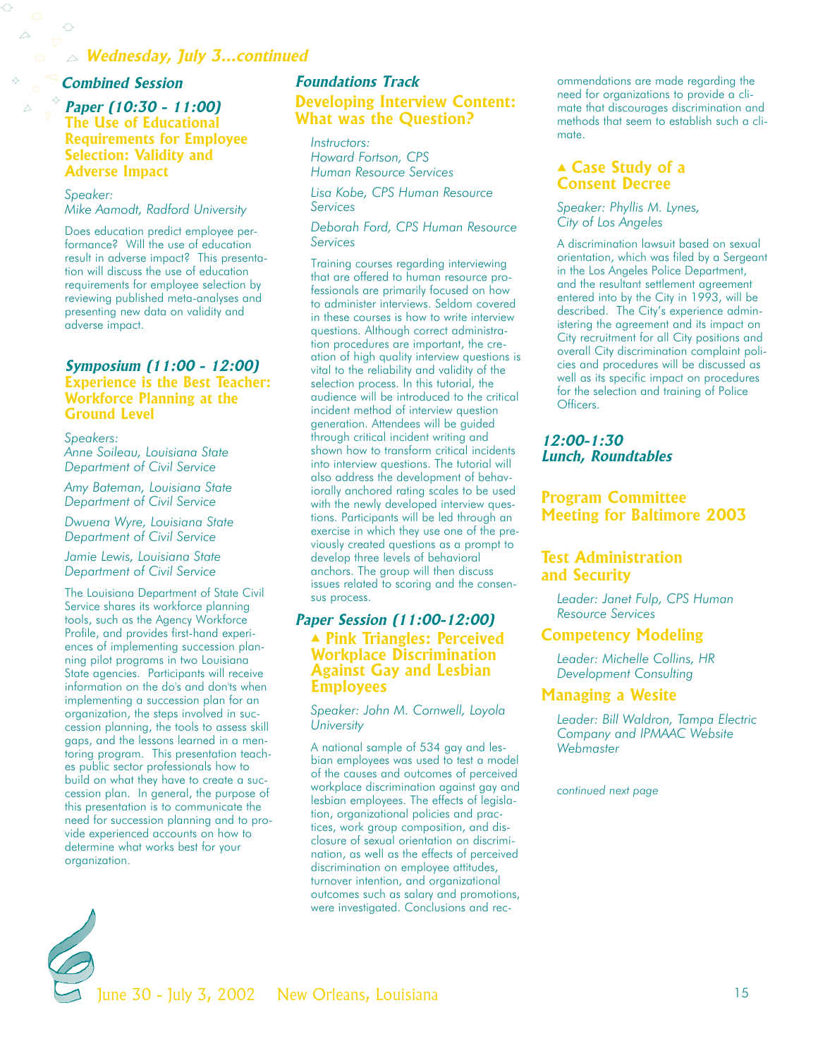## Wednesday, July 3...continued

### Combined Session

#### Paper (10:30 - 11:00)
#### The Use of Educational Requirements for Employee Selection: Validity and Adverse Impact

*Speaker:*
*Mike Aamodt, Radford University*

Does education predict employee performance? Will the use of education result in adverse impact? This presentation will discuss the use of education requirements for employee selection by reviewing published meta-analyses and presenting new data on validity and adverse impact.

#### Symposium (11:00 - 12:00)
#### Experience is the Best Teacher: Workforce Planning at the Ground Level

*Speakers:*
*Anne Soileau, Louisiana State Department of Civil Service*

*Amy Bateman, Louisiana State Department of Civil Service*

*Dwuena Wyre, Louisiana State Department of Civil Service*

*Jamie Lewis, Louisiana State Department of Civil Service*

The Louisiana Department of State Civil Service shares its workforce planning tools, such as the Agency Workforce Profile, and provides first-hand experiences of implementing succession planning pilot programs in two Louisiana State agencies. Participants will receive information on the do's and don'ts when implementing a succession plan for an organization, the steps involved in succession planning, the tools to assess skill gaps, and the lessons learned in a mentoring program. This presentation teaches public sector professionals how to build on what they have to create a succession plan. In general, the purpose of this presentation is to communicate the need for succession planning and to provide experienced accounts on how to determine what works best for your organization.

### Foundations Track

#### Developing Interview Content: What was the Question?

*Instructors:*
*Howard Fortson, CPS Human Resource Services*

*Lisa Kobe, CPS Human Resource Services*

*Deborah Ford, CPS Human Resource Services*

Training courses regarding interviewing that are offered to human resource professionals are primarily focused on how to administer interviews. Seldom covered in these courses is how to write interview questions. Although correct administration procedures are important, the creation of high quality interview questions is vital to the reliability and validity of the selection process. In this tutorial, the audience will be introduced to the critical incident method of interview question generation. Attendees will be guided through critical incident writing and shown how to transform critical incidents into interview questions. The tutorial will also address the development of behaviorally anchored rating scales to be used with the newly developed interview questions. Participants will be led through an exercise in which they use one of the previously created questions as a prompt to develop three levels of behavioral anchors. The group will then discuss issues related to scoring and the consensus process.

#### Paper Session (11:00-12:00)
#### ▲ Pink Triangles: Perceived Workplace Discrimination Against Gay and Lesbian Employees

*Speaker: John M. Cornwell, Loyola University*

A national sample of 534 gay and lesbian employees was used to test a model of the causes and outcomes of perceived workplace discrimination against gay and lesbian employees. The effects of legislation, organizational policies and practices, work group composition, and disclosure of sexual orientation on discrimination, as well as the effects of perceived discrimination on employee attitudes, turnover intention, and organizational outcomes such as salary and promotions, were investigated. Conclusions and recommendations are made regarding the need for organizations to provide a climate that discourages discrimination and methods that seem to establish such a climate.

#### ▲ Case Study of a Consent Decree

*Speaker: Phyllis M. Lynes, City of Los Angeles*

A discrimination lawsuit based on sexual orientation, which was filed by a Sergeant in the Los Angeles Police Department, and the resultant settlement agreement entered into by the City in 1993, will be described. The City's experience administering the agreement and its impact on City recruitment for all City positions and overall City discrimination complaint policies and procedures will be discussed as well as its specific impact on procedures for the selection and training of Police Officers.

### 12:00-1:30
### Lunch, Roundtables

#### Program Committee Meeting for Baltimore 2003

#### Test Administration and Security

*Leader: Janet Fulp, CPS Human Resource Services*

#### Competency Modeling

*Leader: Michelle Collins, HR Development Consulting*

#### Managing a Wesite

*Leader: Bill Waldron, Tampa Electric Company and IPMAAC Website Webmaster*

*continued next page*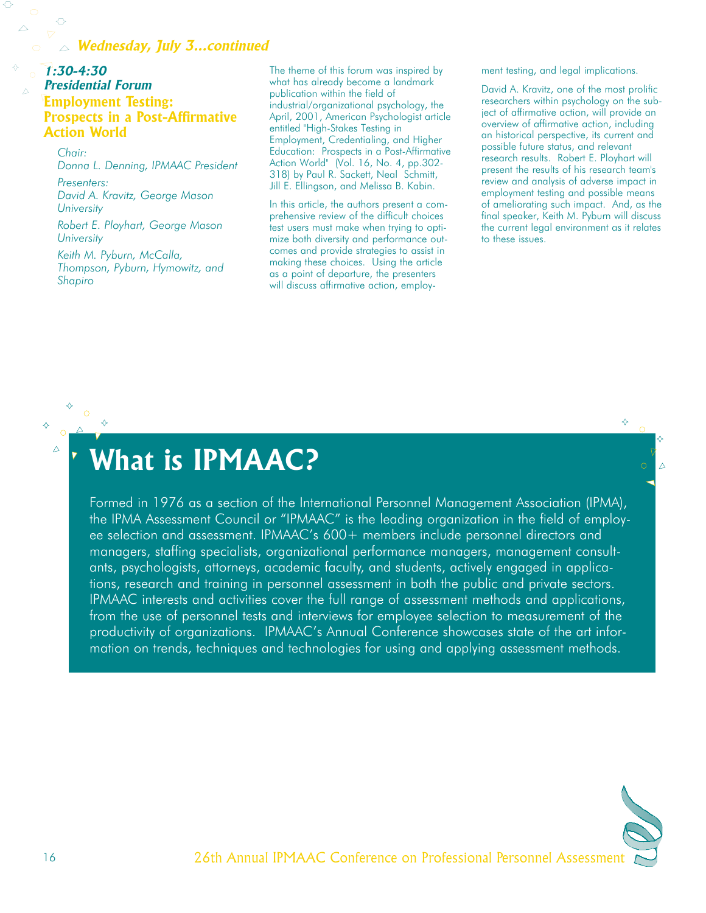## *Wednesday, July 3...continued*

### *1:30-4:30*
### *Presidential Forum*
### Employment Testing: Prospects in a Post-Affirmative Action World

*Chair:*
*Donna L. Denning, IPMAAC President*

*Presenters:*
*David A. Kravitz, George Mason University*

*Robert E. Ployhart, George Mason University*

*Keith M. Pyburn, McCalla, Thompson, Pyburn, Hymowitz, and Shapiro*

The theme of this forum was inspired by what has already become a landmark publication within the field of industrial/organizational psychology, the April, 2001, American Psychologist article entitled "High-Stakes Testing in Employment, Credentialing, and Higher Education: Prospects in a Post-Affirmative Action World" (Vol. 16, No. 4, pp.302-318) by Paul R. Sackett, Neal Schmitt, Jill E. Ellingson, and Melissa B. Kabin.

In this article, the authors present a comprehensive review of the difficult choices test users must make when trying to optimize both diversity and performance outcomes and provide strategies to assist in making these choices. Using the article as a point of departure, the presenters will discuss affirmative action, employment testing, and legal implications.

David A. Kravitz, one of the most prolific researchers within psychology on the subject of affirmative action, will provide an overview of affirmative action, including an historical perspective, its current and possible future status, and relevant research results. Robert E. Ployhart will present the results of his research team's review and analysis of adverse impact in employment testing and possible means of ameliorating such impact. And, as the final speaker, Keith M. Pyburn will discuss the current legal environment as it relates to these issues.

# What is IPMAAC?

Formed in 1976 as a section of the International Personnel Management Association (IPMA), the IPMA Assessment Council or "IPMAAC" is the leading organization in the field of employee selection and assessment. IPMAAC's 600+ members include personnel directors and managers, staffing specialists, organizational performance managers, management consultants, psychologists, attorneys, academic faculty, and students, actively engaged in applications, research and training in personnel assessment in both the public and private sectors. IPMAAC interests and activities cover the full range of assessment methods and applications, from the use of personnel tests and interviews for employee selection to measurement of the productivity of organizations. IPMAAC's Annual Conference showcases state of the art information on trends, techniques and technologies for using and applying assessment methods.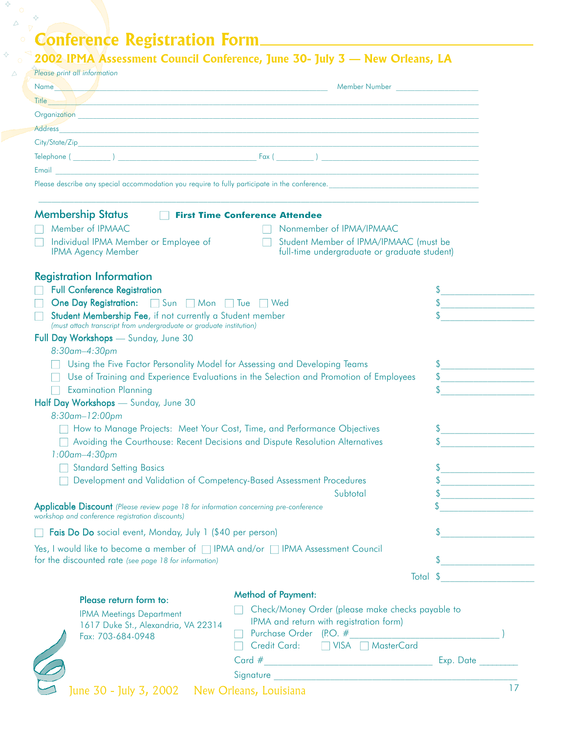# Conference Registration Form

## 2002 IPMA Assessment Council Conference, June 30- July 3 — New Orleans, LA

*Please print all information*

Name ______________________________ Member Number ______________

Title ______________________________

Organization ______________________________

Address ______________________________

City/State/Zip ______________________________

Telephone ( ________ ) ______________________ Fax ( ________ ) ______________________

Email ______________________________

Please describe any special accommodation you require to fully participate in the conference. ______________________________

______________________________

## Membership Status

☐ **First Time Conference Attendee**

☐ Member of IPMAAC

☐ Individual IPMA Member or Employee of IPMA Agency Member

☐ Nonmember of IPMA/IPMAAC

☐ Student Member of IPMA/IPMAAC (must be full-time undergraduate or graduate student)

## Registration Information

☐ **Full Conference Registration** $________

☐ **One Day Registration:** ☐ Sun ☐ Mon ☐ Tue ☐ Wed $________

☐ **Student Membership Fee**, if not currently a Student member $________
*(must attach transcript from undergraduate or graduate institution)*

**Full Day Workshops** — Sunday, June 30

*8:30am–4:30pm*

☐ Using the Five Factor Personality Model for Assessing and Developing Teams $________

☐ Use of Training and Experience Evaluations in the Selection and Promotion of Employees $________

☐ Examination Planning $________

**Half Day Workshops** — Sunday, June 30

*8:30am–12:00pm*

☐ How to Manage Projects: Meet Your Cost, Time, and Performance Objectives $________

☐ Avoiding the Courthouse: Recent Decisions and Dispute Resolution Alternatives $________

*1:00am–4:30pm*

☐ Standard Setting Basics $________

☐ Development and Validation of Competency-Based Assessment Procedures $________

Subtotal $________

**Applicable Discount** *(Please review page 18 for information concerning pre-conference workshop and conference registration discounts)* $________

☐ **Fais Do Do** social event, Monday, July 1 ($40 per person) $________

Yes, I would like to become a member of ☐ IPMA and/or ☐ IPMA Assessment Council for the discounted rate *(see page 18 for information)* $________

Total $________

**Please return form to:**

IPMA Meetings Department
1617 Duke St., Alexandria, VA 22314
Fax: 703-684-0948

**Method of Payment:**

☐ Check/Money Order (please make checks payable to IPMA and return with registration form)

☐ Purchase Order (P.O. #______________________ )

☐ Credit Card: ☐ VISA ☐ MasterCard

Card # ______________________ Exp. Date ________

Signature ______________________________

June 30 - July 3, 2002 New Orleans, Louisiana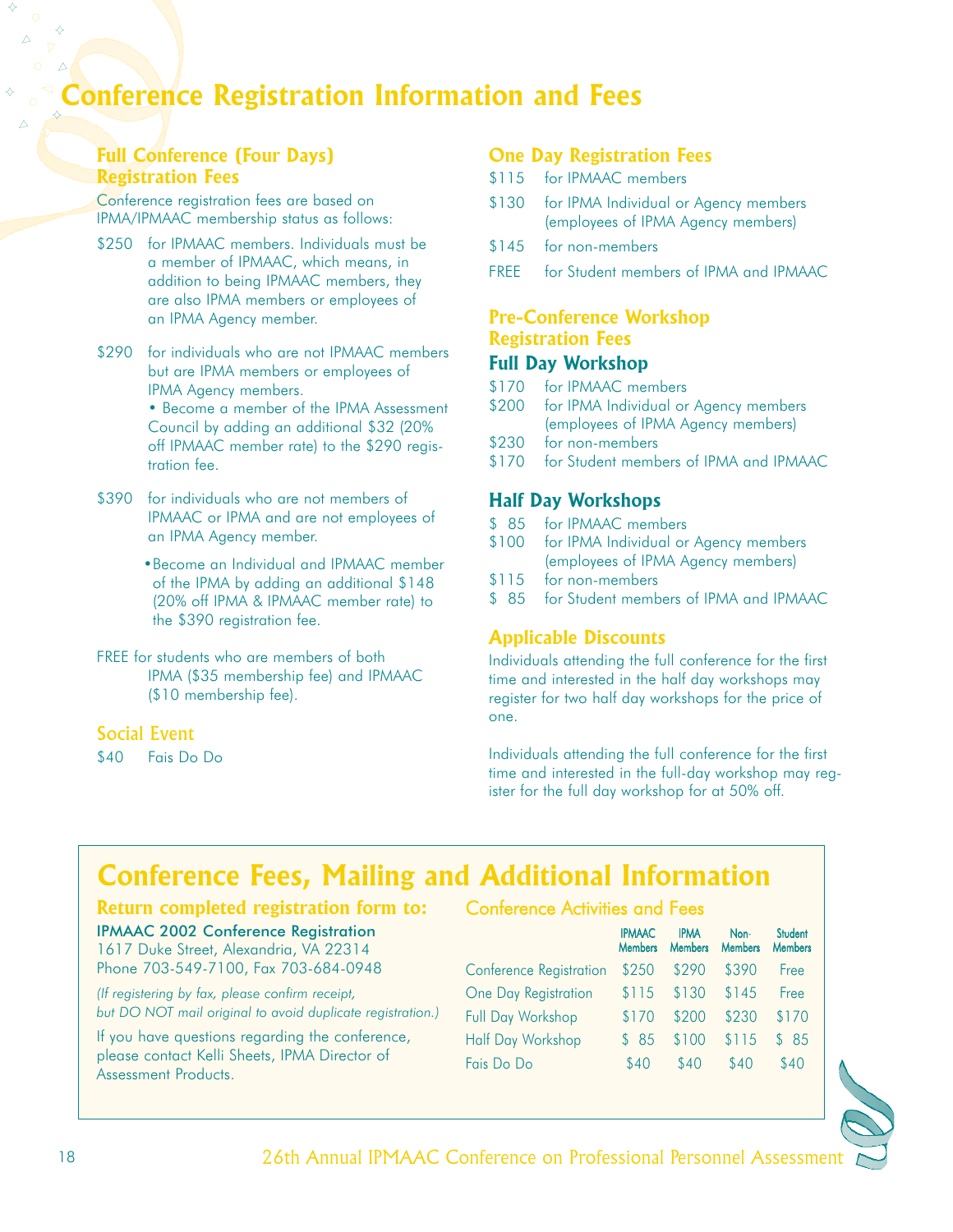# Conference Registration Information and Fees

## Full Conference (Four Days) Registration Fees

Conference registration fees are based on IPMA/IPMAAC membership status as follows:

$250 for IPMAAC members. Individuals must be a member of IPMAAC, which means, in addition to being IPMAAC members, they are also IPMA members or employees of an IPMA Agency member.

$290 for individuals who are not IPMAAC members but are IPMA members or employees of IPMA Agency members.
- Become a member of the IPMA Assessment Council by adding an additional $32 (20% off IPMAAC member rate) to the $290 registration fee.

$390 for individuals who are not members of IPMAAC or IPMA and are not employees of an IPMA Agency member.
- Become an Individual and IPMAAC member of the IPMA by adding an additional $148 (20% off IPMA & IPMAAC member rate) to the $390 registration fee.

FREE for students who are members of both IPMA ($35 membership fee) and IPMAAC ($10 membership fee).

## Social Event

$40 Fais Do Do

## One Day Registration Fees

$115 for IPMAAC members

$130 for IPMA Individual or Agency members (employees of IPMA Agency members)

$145 for non-members

FREE for Student members of IPMA and IPMAAC

## Pre-Conference Workshop Registration Fees

### Full Day Workshop

$170 for IPMAAC members
$200 for IPMA Individual or Agency members (employees of IPMA Agency members)
$230 for non-members
$170 for Student members of IPMA and IPMAAC

### Half Day Workshops

$ 85 for IPMAAC members
$100 for IPMA Individual or Agency members (employees of IPMA Agency members)
$115 for non-members
$ 85 for Student members of IPMA and IPMAAC

## Applicable Discounts

Individuals attending the full conference for the first time and interested in the half day workshops may register for two half day workshops for the price of one.

Individuals attending the full conference for the first time and interested in the full-day workshop may register for the full day workshop for at 50% off.

# Conference Fees, Mailing and Additional Information

## Return completed registration form to:

**IPMAAC 2002 Conference Registration**
1617 Duke Street, Alexandria, VA 22314
Phone 703-549-7100, Fax 703-684-0948

*(If registering by fax, please confirm receipt, but DO NOT mail original to avoid duplicate registration.)*

If you have questions regarding the conference, please contact Kelli Sheets, IPMA Director of Assessment Products.

## Conference Activities and Fees

| | IPMAAC Members | IPMA Members | Non-Members | Student Members |
|---|---|---|---|---|
| Conference Registration | $250 | $290 | $390 | Free |
| One Day Registration | $115 | $130 | $145 | Free |
| Full Day Workshop | $170 | $200 | $230 | $170 |
| Half Day Workshop | $ 85 | $100 | $115 | $ 85 |
| Fais Do Do | $40 | $40 | $40 | $40 |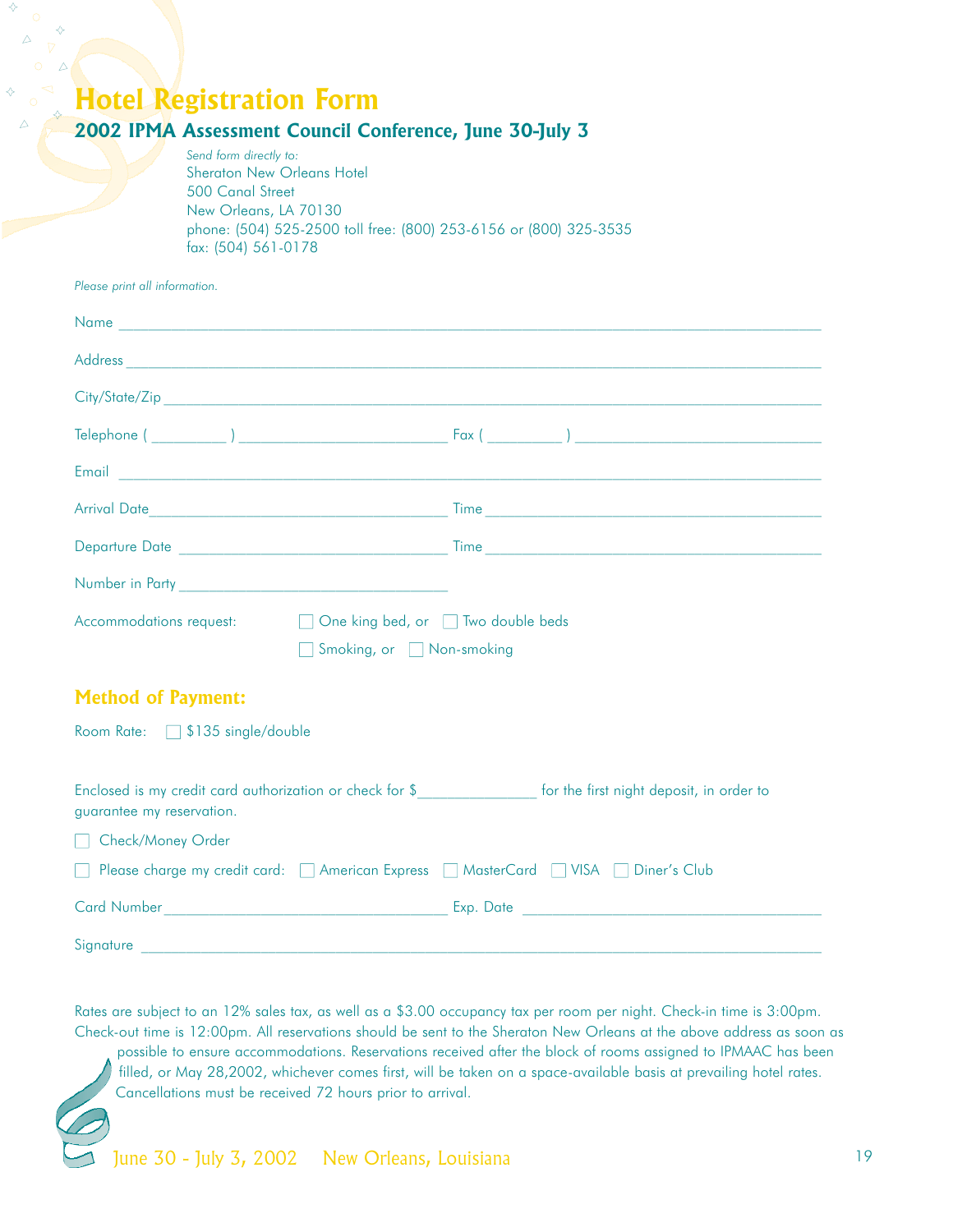# Hotel Registration Form

## 2002 IPMA Assessment Council Conference, June 30-July 3

*Send form directly to:*
Sheraton New Orleans Hotel
500 Canal Street
New Orleans, LA 70130
phone: (504) 525-2500 toll free: (800) 253-6156 or (800) 325-3535
fax: (504) 561-0178

*Please print all information.*

Name ____________________________________________

Address ____________________________________________

City/State/Zip ____________________________________________

Telephone ( ________ ) ______________________ Fax ( ________ ) ______________________

Email ____________________________________________

Arrival Date ______________________ Time ______________________

Departure Date ______________________ Time ______________________

Number in Party ______________________

Accommodations request: ☐ One king bed, or ☐ Two double beds
☐ Smoking, or ☐ Non-smoking

## Method of Payment:

Room Rate: ☐ $135 single/double

Enclosed is my credit card authorization or check for $____________ for the first night deposit, in order to guarantee my reservation.

☐ Check/Money Order

☐ Please charge my credit card: ☐ American Express ☐ MasterCard ☐ VISA ☐ Diner's Club

Card Number ______________________ Exp. Date ______________________

Signature ____________________________________________

Rates are subject to an 12% sales tax, as well as a $3.00 occupancy tax per room per night. Check-in time is 3:00pm. Check-out time is 12:00pm. All reservations should be sent to the Sheraton New Orleans at the above address as soon as possible to ensure accommodations. Reservations received after the block of rooms assigned to IPMAAC has been filled, or May 28,2002, whichever comes first, will be taken on a space-available basis at prevailing hotel rates. Cancellations must be received 72 hours prior to arrival.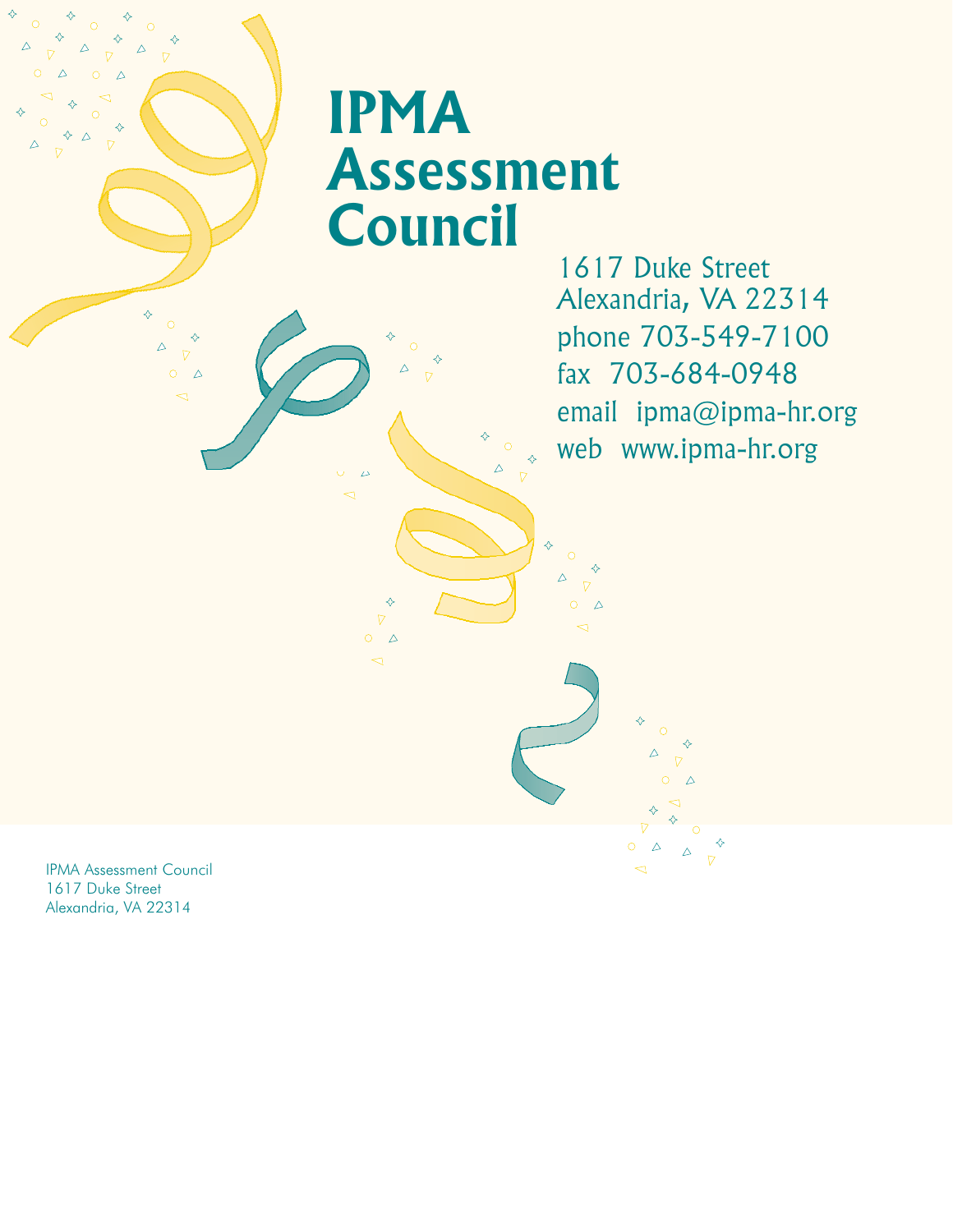# IPMA Assessment Council

1617 Duke Street
Alexandria, VA 22314
phone 703-549-7100
fax 703-684-0948
email ipma@ipma-hr.org
web www.ipma-hr.org

IPMA Assessment Council
1617 Duke Street
Alexandria, VA 22314